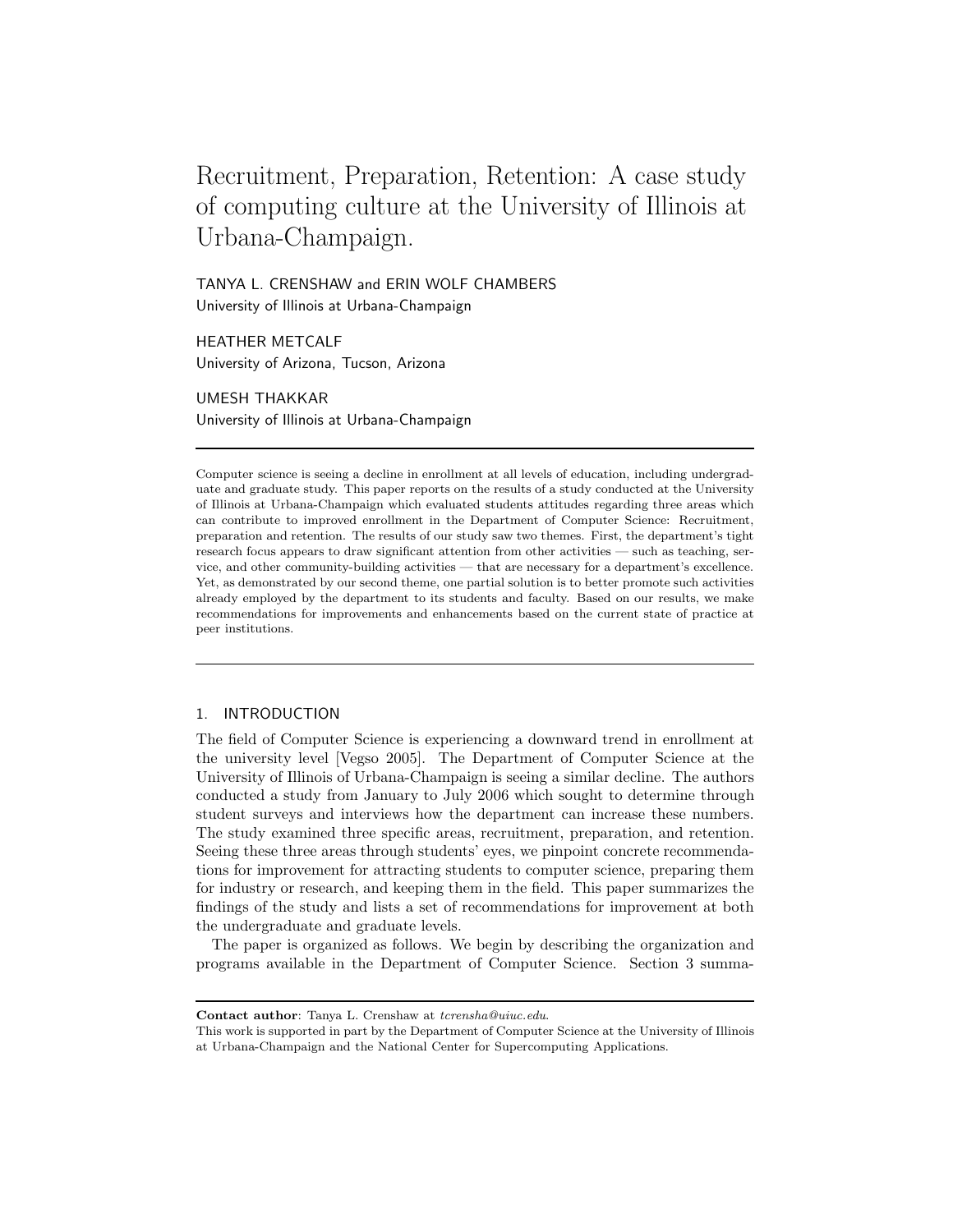# Recruitment, Preparation, Retention: A case study of computing culture at the University of Illinois at Urbana-Champaign.

TANYA L. CRENSHAW and ERIN WOLF CHAMBERS
University of Illinois at Urbana-Champaign

HEATHER METCALF
University of Arizona, Tucson, Arizona

UMESH THAKKAR
University of Illinois at Urbana-Champaign

---

Computer science is seeing a decline in enrollment at all levels of education, including undergraduate and graduate study. This paper reports on the results of a study conducted at the University of Illinois at Urbana-Champaign which evaluated students attitudes regarding three areas which can contribute to improved enrollment in the Department of Computer Science: Recruitment, preparation and retention. The results of our study saw two themes. First, the department's tight research focus appears to draw significant attention from other activities — such as teaching, service, and other community-building activities — that are necessary for a department's excellence. Yet, as demonstrated by our second theme, one partial solution is to better promote such activities already employed by the department to its students and faculty. Based on our results, we make recommendations for improvements and enhancements based on the current state of practice at peer institutions.

---

## 1. INTRODUCTION

The field of Computer Science is experiencing a downward trend in enrollment at the university level [Vegso 2005]. The Department of Computer Science at the University of Illinois of Urbana-Champaign is seeing a similar decline. The authors conducted a study from January to July 2006 which sought to determine through student surveys and interviews how the department can increase these numbers. The study examined three specific areas, recruitment, preparation, and retention. Seeing these three areas through students' eyes, we pinpoint concrete recommendations for improvement for attracting students to computer science, preparing them for industry or research, and keeping them in the field. This paper summarizes the findings of the study and lists a set of recommendations for improvement at both the undergraduate and graduate levels.

The paper is organized as follows. We begin by describing the organization and programs available in the Department of Computer Science. Section 3 summa-

---

**Contact author**: Tanya L. Crenshaw at *tcrensha@uiuc.edu*.
This work is supported in part by the Department of Computer Science at the University of Illinois at Urbana-Champaign and the National Center for Supercomputing Applications.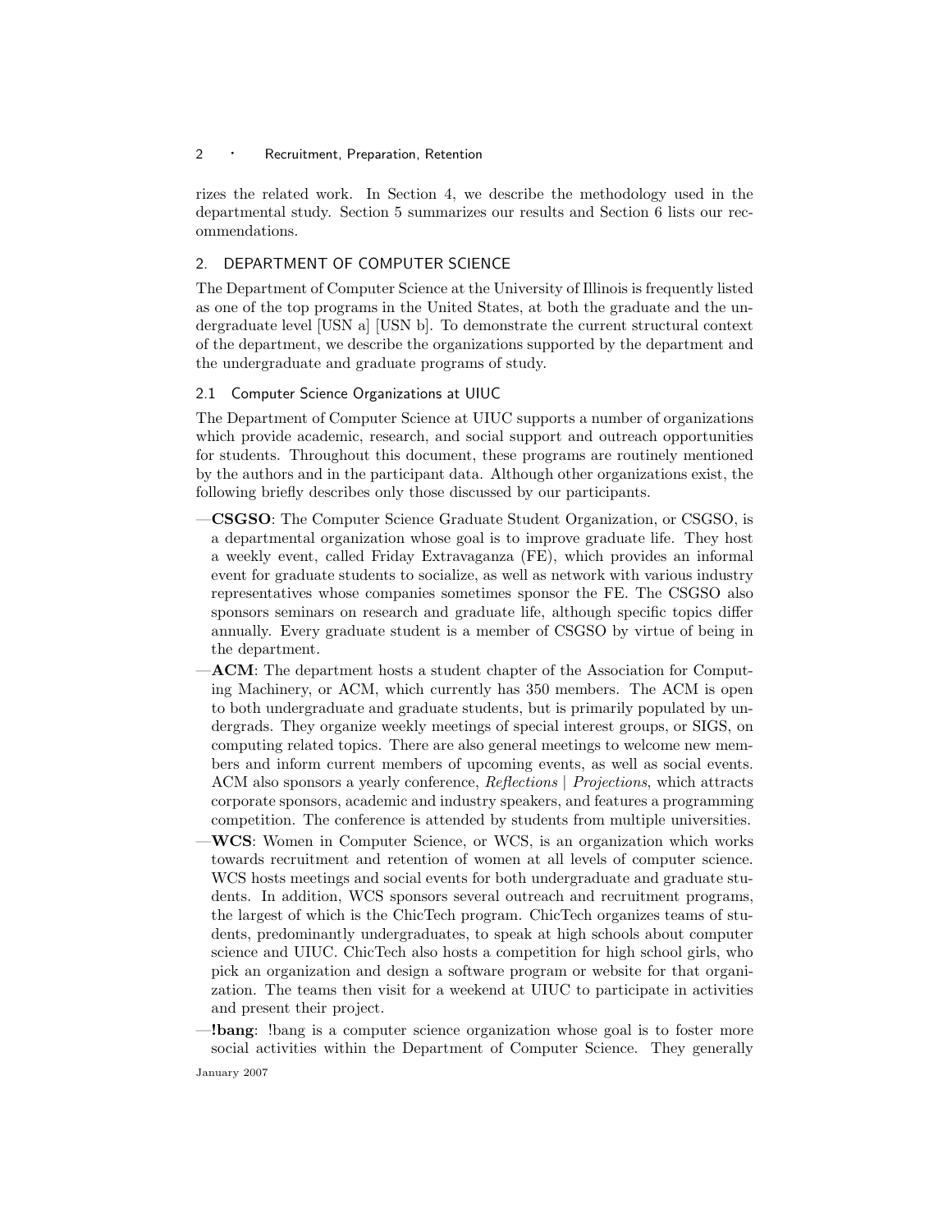rizes the related work. In Section 4, we describe the methodology used in the departmental study. Section 5 summarizes our results and Section 6 lists our recommendations.

## 2. DEPARTMENT OF COMPUTER SCIENCE

The Department of Computer Science at the University of Illinois is frequently listed as one of the top programs in the United States, at both the graduate and the undergraduate level [USN a] [USN b]. To demonstrate the current structural context of the department, we describe the organizations supported by the department and the undergraduate and graduate programs of study.

### 2.1 Computer Science Organizations at UIUC

The Department of Computer Science at UIUC supports a number of organizations which provide academic, research, and social support and outreach opportunities for students. Throughout this document, these programs are routinely mentioned by the authors and in the participant data. Although other organizations exist, the following briefly describes only those discussed by our participants.

—**CSGSO**: The Computer Science Graduate Student Organization, or CSGSO, is a departmental organization whose goal is to improve graduate life. They host a weekly event, called Friday Extravaganza (FE), which provides an informal event for graduate students to socialize, as well as network with various industry representatives whose companies sometimes sponsor the FE. The CSGSO also sponsors seminars on research and graduate life, although specific topics differ annually. Every graduate student is a member of CSGSO by virtue of being in the department.

—**ACM**: The department hosts a student chapter of the Association for Computing Machinery, or ACM, which currently has 350 members. The ACM is open to both undergraduate and graduate students, but is primarily populated by undergrads. They organize weekly meetings of special interest groups, or SIGS, on computing related topics. There are also general meetings to welcome new members and inform current members of upcoming events, as well as social events. ACM also sponsors a yearly conference, *Reflections | Projections*, which attracts corporate sponsors, academic and industry speakers, and features a programming competition. The conference is attended by students from multiple universities.

—**WCS**: Women in Computer Science, or WCS, is an organization which works towards recruitment and retention of women at all levels of computer science. WCS hosts meetings and social events for both undergraduate and graduate students. In addition, WCS sponsors several outreach and recruitment programs, the largest of which is the ChicTech program. ChicTech organizes teams of students, predominantly undergraduates, to speak at high schools about computer science and UIUC. ChicTech also hosts a competition for high school girls, who pick an organization and design a software program or website for that organization. The teams then visit for a weekend at UIUC to participate in activities and present their project.

—**!bang**: !bang is a computer science organization whose goal is to foster more social activities within the Department of Computer Science. They generally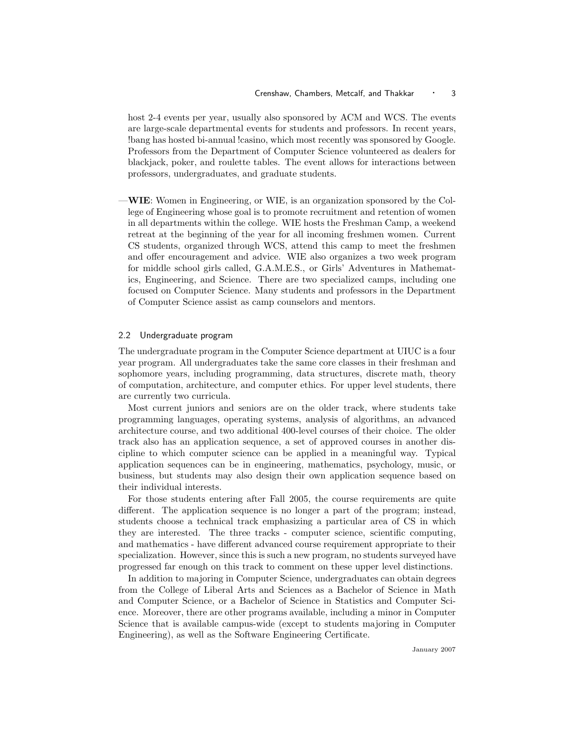host 2-4 events per year, usually also sponsored by ACM and WCS. The events are large-scale departmental events for students and professors. In recent years, !bang has hosted bi-annual !casino, which most recently was sponsored by Google. Professors from the Department of Computer Science volunteered as dealers for blackjack, poker, and roulette tables. The event allows for interactions between professors, undergraduates, and graduate students.

—**WIE**: Women in Engineering, or WIE, is an organization sponsored by the College of Engineering whose goal is to promote recruitment and retention of women in all departments within the college. WIE hosts the Freshman Camp, a weekend retreat at the beginning of the year for all incoming freshmen women. Current CS students, organized through WCS, attend this camp to meet the freshmen and offer encouragement and advice. WIE also organizes a two week program for middle school girls called, G.A.M.E.S., or Girls' Adventures in Mathematics, Engineering, and Science. There are two specialized camps, including one focused on Computer Science. Many students and professors in the Department of Computer Science assist as camp counselors and mentors.

### 2.2 Undergraduate program

The undergraduate program in the Computer Science department at UIUC is a four year program. All undergraduates take the same core classes in their freshman and sophomore years, including programming, data structures, discrete math, theory of computation, architecture, and computer ethics. For upper level students, there are currently two curricula.

Most current juniors and seniors are on the older track, where students take programming languages, operating systems, analysis of algorithms, an advanced architecture course, and two additional 400-level courses of their choice. The older track also has an application sequence, a set of approved courses in another discipline to which computer science can be applied in a meaningful way. Typical application sequences can be in engineering, mathematics, psychology, music, or business, but students may also design their own application sequence based on their individual interests.

For those students entering after Fall 2005, the course requirements are quite different. The application sequence is no longer a part of the program; instead, students choose a technical track emphasizing a particular area of CS in which they are interested. The three tracks - computer science, scientific computing, and mathematics - have different advanced course requirement appropriate to their specialization. However, since this is such a new program, no students surveyed have progressed far enough on this track to comment on these upper level distinctions.

In addition to majoring in Computer Science, undergraduates can obtain degrees from the College of Liberal Arts and Sciences as a Bachelor of Science in Math and Computer Science, or a Bachelor of Science in Statistics and Computer Science. Moreover, there are other programs available, including a minor in Computer Science that is available campus-wide (except to students majoring in Computer Engineering), as well as the Software Engineering Certificate.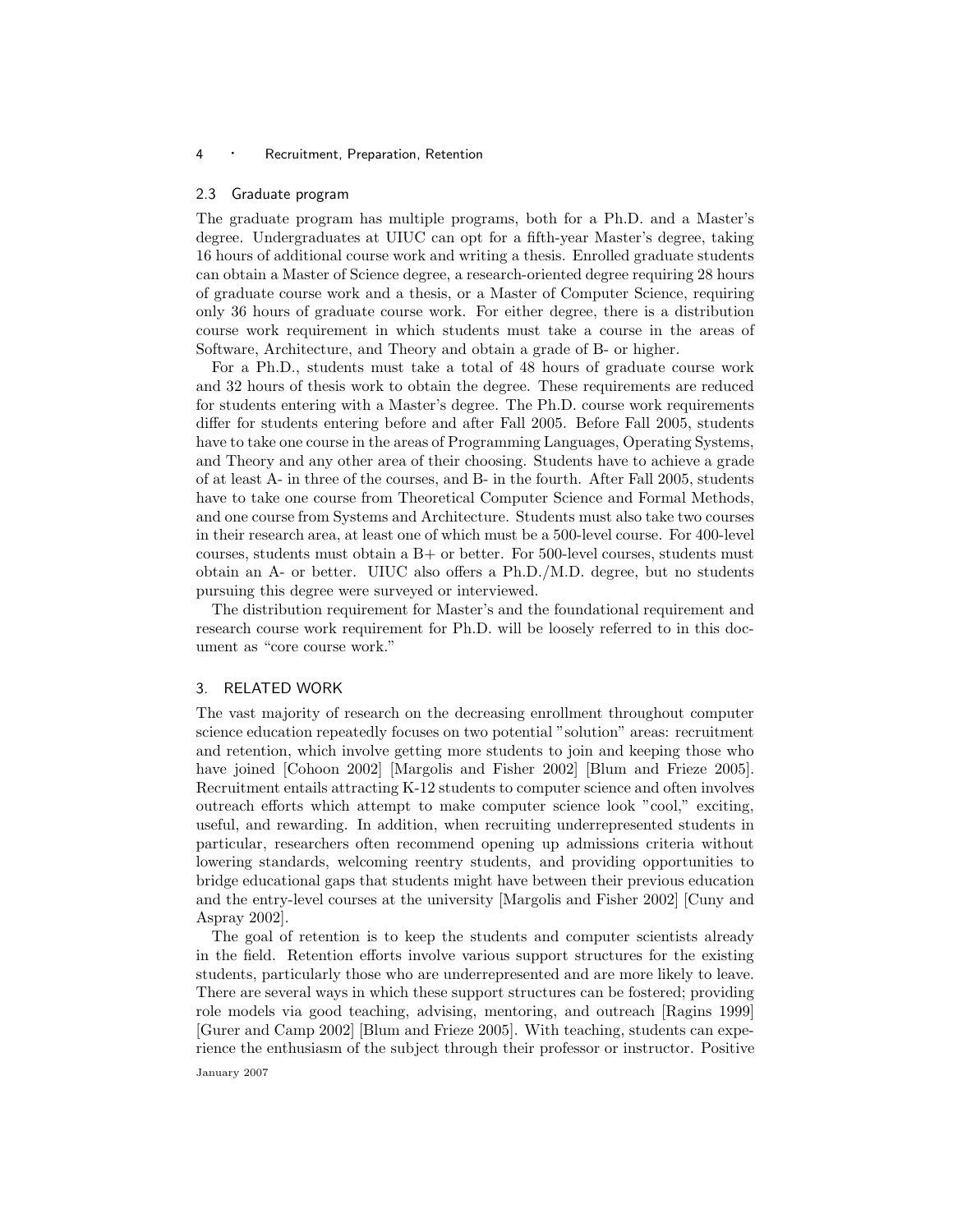### 2.3 Graduate program

The graduate program has multiple programs, both for a Ph.D. and a Master's degree. Undergraduates at UIUC can opt for a fifth-year Master's degree, taking 16 hours of additional course work and writing a thesis. Enrolled graduate students can obtain a Master of Science degree, a research-oriented degree requiring 28 hours of graduate course work and a thesis, or a Master of Computer Science, requiring only 36 hours of graduate course work. For either degree, there is a distribution course work requirement in which students must take a course in the areas of Software, Architecture, and Theory and obtain a grade of B- or higher.

For a Ph.D., students must take a total of 48 hours of graduate course work and 32 hours of thesis work to obtain the degree. These requirements are reduced for students entering with a Master's degree. The Ph.D. course work requirements differ for students entering before and after Fall 2005. Before Fall 2005, students have to take one course in the areas of Programming Languages, Operating Systems, and Theory and any other area of their choosing. Students have to achieve a grade of at least A- in three of the courses, and B- in the fourth. After Fall 2005, students have to take one course from Theoretical Computer Science and Formal Methods, and one course from Systems and Architecture. Students must also take two courses in their research area, at least one of which must be a 500-level course. For 400-level courses, students must obtain a B+ or better. For 500-level courses, students must obtain an A- or better. UIUC also offers a Ph.D./M.D. degree, but no students pursuing this degree were surveyed or interviewed.

The distribution requirement for Master's and the foundational requirement and research course work requirement for Ph.D. will be loosely referred to in this document as "core course work."

## 3. RELATED WORK

The vast majority of research on the decreasing enrollment throughout computer science education repeatedly focuses on two potential "solution" areas: recruitment and retention, which involve getting more students to join and keeping those who have joined [Cohoon 2002] [Margolis and Fisher 2002] [Blum and Frieze 2005]. Recruitment entails attracting K-12 students to computer science and often involves outreach efforts which attempt to make computer science look "cool," exciting, useful, and rewarding. In addition, when recruiting underrepresented students in particular, researchers often recommend opening up admissions criteria without lowering standards, welcoming reentry students, and providing opportunities to bridge educational gaps that students might have between their previous education and the entry-level courses at the university [Margolis and Fisher 2002] [Cuny and Aspray 2002].

The goal of retention is to keep the students and computer scientists already in the field. Retention efforts involve various support structures for the existing students, particularly those who are underrepresented and are more likely to leave. There are several ways in which these support structures can be fostered; providing role models via good teaching, advising, mentoring, and outreach [Ragins 1999] [Gurer and Camp 2002] [Blum and Frieze 2005]. With teaching, students can experience the enthusiasm of the subject through their professor or instructor. Positive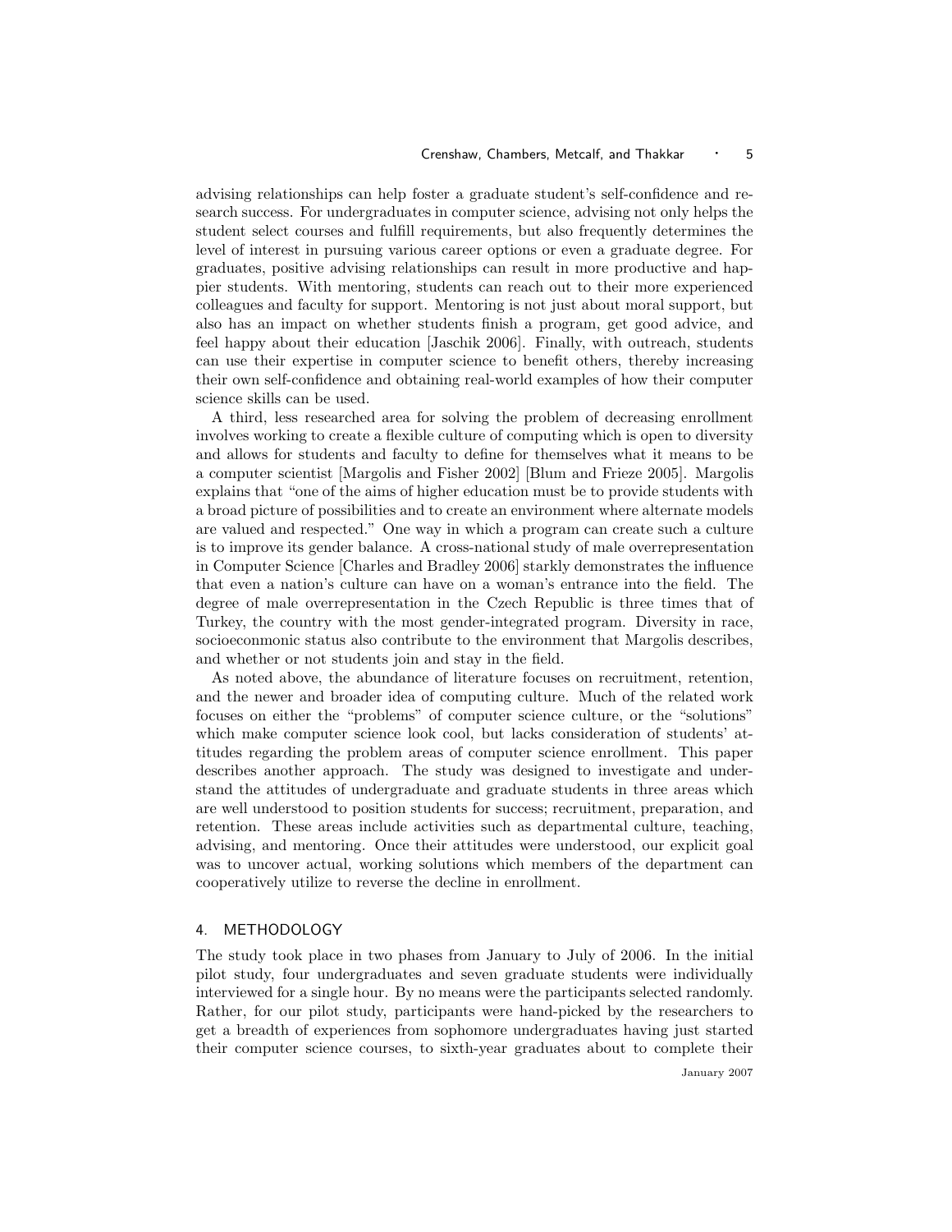advising relationships can help foster a graduate student's self-confidence and research success. For undergraduates in computer science, advising not only helps the student select courses and fulfill requirements, but also frequently determines the level of interest in pursuing various career options or even a graduate degree. For graduates, positive advising relationships can result in more productive and happier students. With mentoring, students can reach out to their more experienced colleagues and faculty for support. Mentoring is not just about moral support, but also has an impact on whether students finish a program, get good advice, and feel happy about their education [Jaschik 2006]. Finally, with outreach, students can use their expertise in computer science to benefit others, thereby increasing their own self-confidence and obtaining real-world examples of how their computer science skills can be used.

A third, less researched area for solving the problem of decreasing enrollment involves working to create a flexible culture of computing which is open to diversity and allows for students and faculty to define for themselves what it means to be a computer scientist [Margolis and Fisher 2002] [Blum and Frieze 2005]. Margolis explains that "one of the aims of higher education must be to provide students with a broad picture of possibilities and to create an environment where alternate models are valued and respected." One way in which a program can create such a culture is to improve its gender balance. A cross-national study of male overrepresentation in Computer Science [Charles and Bradley 2006] starkly demonstrates the influence that even a nation's culture can have on a woman's entrance into the field. The degree of male overrepresentation in the Czech Republic is three times that of Turkey, the country with the most gender-integrated program. Diversity in race, socioeconmonic status also contribute to the environment that Margolis describes, and whether or not students join and stay in the field.

As noted above, the abundance of literature focuses on recruitment, retention, and the newer and broader idea of computing culture. Much of the related work focuses on either the "problems" of computer science culture, or the "solutions" which make computer science look cool, but lacks consideration of students' attitudes regarding the problem areas of computer science enrollment. This paper describes another approach. The study was designed to investigate and understand the attitudes of undergraduate and graduate students in three areas which are well understood to position students for success; recruitment, preparation, and retention. These areas include activities such as departmental culture, teaching, advising, and mentoring. Once their attitudes were understood, our explicit goal was to uncover actual, working solutions which members of the department can cooperatively utilize to reverse the decline in enrollment.

## 4. METHODOLOGY

The study took place in two phases from January to July of 2006. In the initial pilot study, four undergraduates and seven graduate students were individually interviewed for a single hour. By no means were the participants selected randomly. Rather, for our pilot study, participants were hand-picked by the researchers to get a breadth of experiences from sophomore undergraduates having just started their computer science courses, to sixth-year graduates about to complete their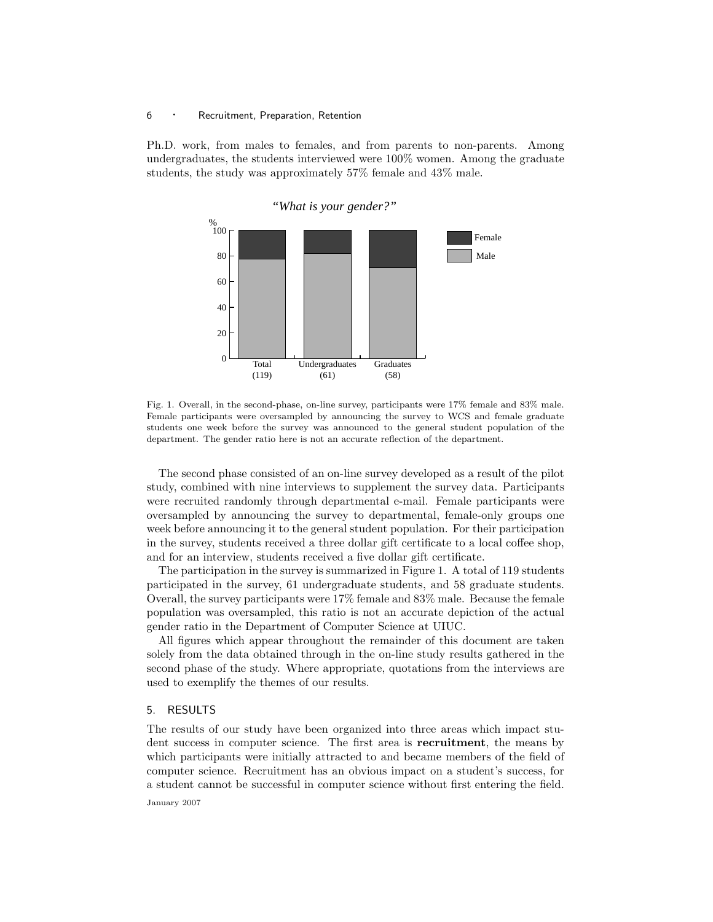Ph.D. work, from males to females, and from parents to non-parents. Among undergraduates, the students interviewed were 100% women. Among the graduate students, the study was approximately 57% female and 43% male.

Fig. 1. Overall, in the second-phase, on-line survey, participants were 17% female and 83% male. Female participants were oversampled by announcing the survey to WCS and female graduate students one week before the survey was announced to the general student population of the department. The gender ratio here is not an accurate reflection of the department.

The second phase consisted of an on-line survey developed as a result of the pilot study, combined with nine interviews to supplement the survey data. Participants were recruited randomly through departmental e-mail. Female participants were oversampled by announcing the survey to departmental, female-only groups one week before announcing it to the general student population. For their participation in the survey, students received a three dollar gift certificate to a local coffee shop, and for an interview, students received a five dollar gift certificate.

The participation in the survey is summarized in Figure 1. A total of 119 students participated in the survey, 61 undergraduate students, and 58 graduate students. Overall, the survey participants were 17% female and 83% male. Because the female population was oversampled, this ratio is not an accurate depiction of the actual gender ratio in the Department of Computer Science at UIUC.

All figures which appear throughout the remainder of this document are taken solely from the data obtained through in the on-line study results gathered in the second phase of the study. Where appropriate, quotations from the interviews are used to exemplify the themes of our results.

## 5. RESULTS

The results of our study have been organized into three areas which impact student success in computer science. The first area is **recruitment**, the means by which participants were initially attracted to and became members of the field of computer science. Recruitment has an obvious impact on a student's success, for a student cannot be successful in computer science without first entering the field.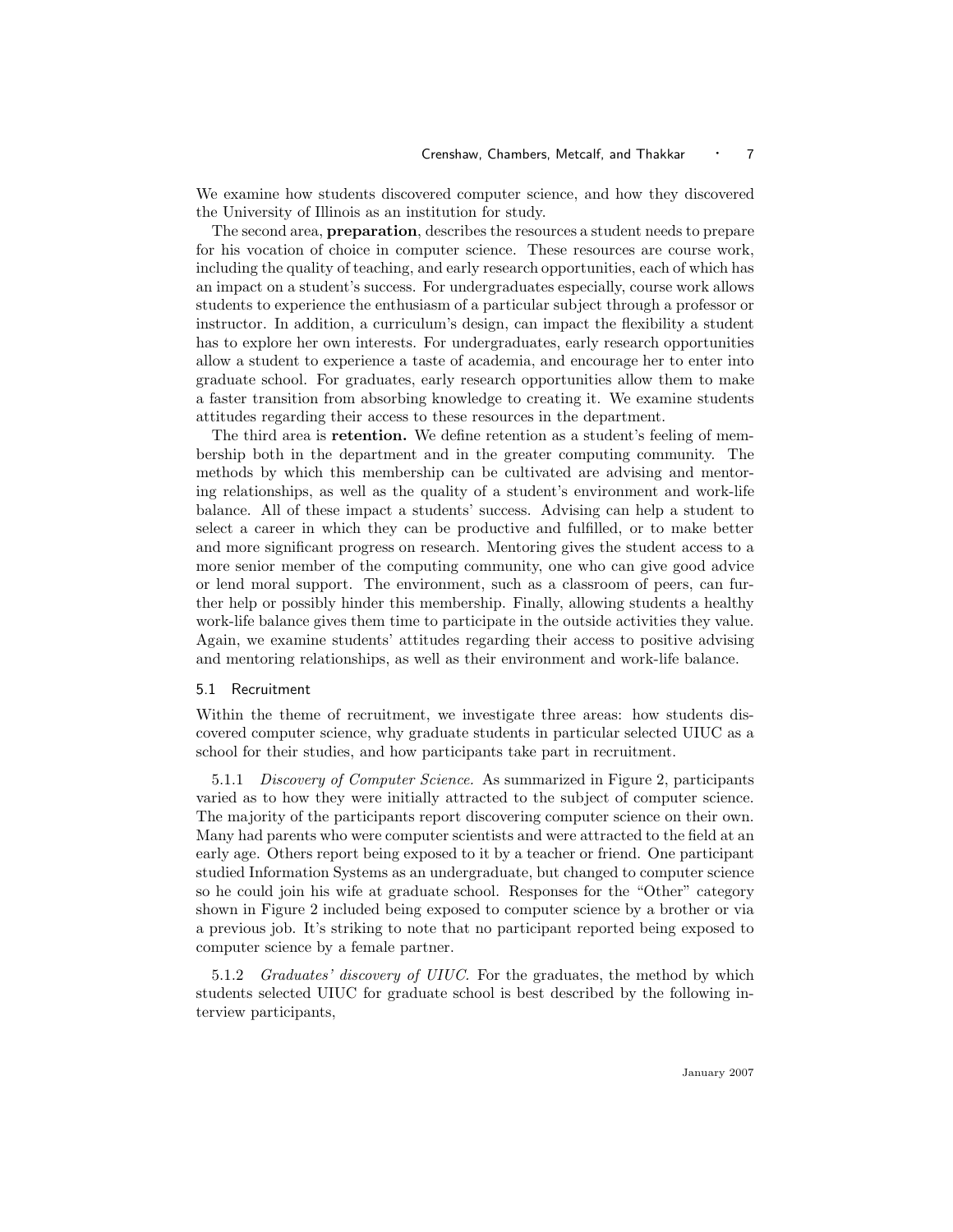We examine how students discovered computer science, and how they discovered the University of Illinois as an institution for study.

The second area, **preparation**, describes the resources a student needs to prepare for his vocation of choice in computer science. These resources are course work, including the quality of teaching, and early research opportunities, each of which has an impact on a student's success. For undergraduates especially, course work allows students to experience the enthusiasm of a particular subject through a professor or instructor. In addition, a curriculum's design, can impact the flexibility a student has to explore her own interests. For undergraduates, early research opportunities allow a student to experience a taste of academia, and encourage her to enter into graduate school. For graduates, early research opportunities allow them to make a faster transition from absorbing knowledge to creating it. We examine students attitudes regarding their access to these resources in the department.

The third area is **retention.** We define retention as a student's feeling of membership both in the department and in the greater computing community. The methods by which this membership can be cultivated are advising and mentoring relationships, as well as the quality of a student's environment and work-life balance. All of these impact a students' success. Advising can help a student to select a career in which they can be productive and fulfilled, or to make better and more significant progress on research. Mentoring gives the student access to a more senior member of the computing community, one who can give good advice or lend moral support. The environment, such as a classroom of peers, can further help or possibly hinder this membership. Finally, allowing students a healthy work-life balance gives them time to participate in the outside activities they value. Again, we examine students' attitudes regarding their access to positive advising and mentoring relationships, as well as their environment and work-life balance.

### 5.1 Recruitment

Within the theme of recruitment, we investigate three areas: how students discovered computer science, why graduate students in particular selected UIUC as a school for their studies, and how participants take part in recruitment.

5.1.1 *Discovery of Computer Science.* As summarized in Figure 2, participants varied as to how they were initially attracted to the subject of computer science. The majority of the participants report discovering computer science on their own. Many had parents who were computer scientists and were attracted to the field at an early age. Others report being exposed to it by a teacher or friend. One participant studied Information Systems as an undergraduate, but changed to computer science so he could join his wife at graduate school. Responses for the "Other" category shown in Figure 2 included being exposed to computer science by a brother or via a previous job. It's striking to note that no participant reported being exposed to computer science by a female partner.

5.1.2 *Graduates' discovery of UIUC.* For the graduates, the method by which students selected UIUC for graduate school is best described by the following interview participants,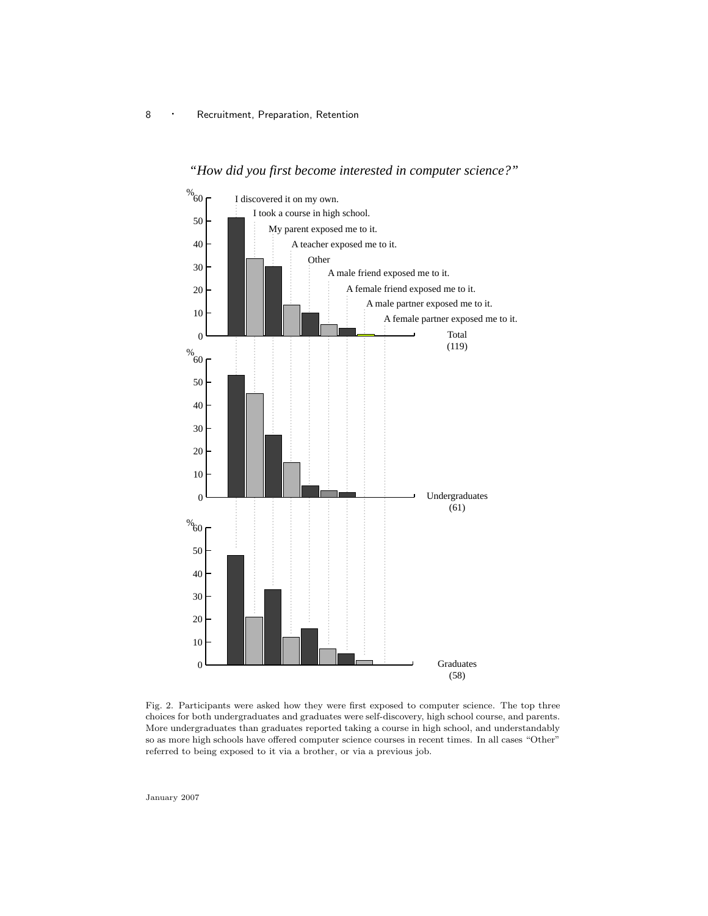*"How did you first become interested in computer science?"*

Fig. 2. Participants were asked how they were first exposed to computer science. The top three choices for both undergraduates and graduates were self-discovery, high school course, and parents. More undergraduates than graduates reported taking a course in high school, and understandably so as more high schools have offered computer science courses in recent times. In all cases "Other" referred to being exposed to it via a brother, or via a previous job.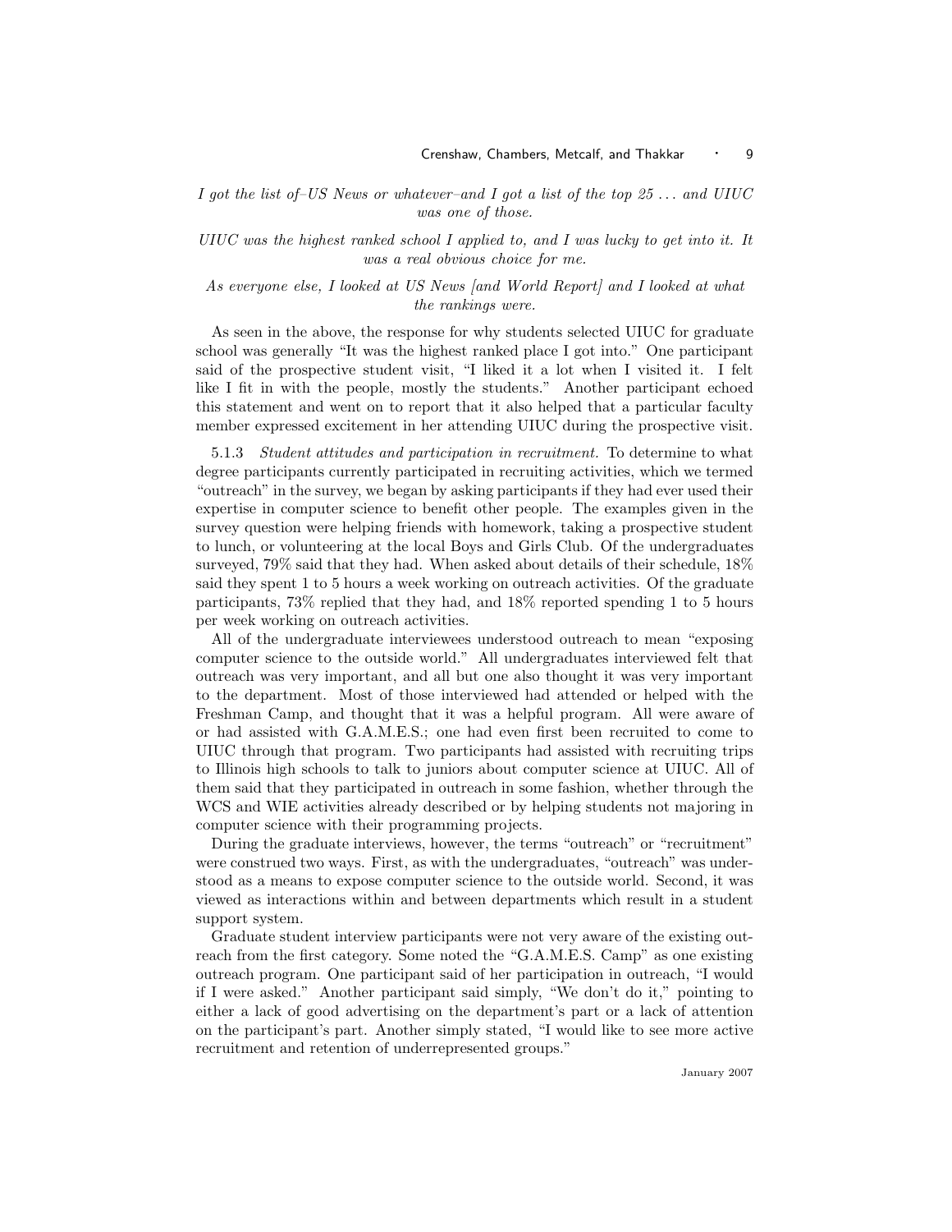*I got the list of–US News or whatever–and I got a list of the top 25 . . . and UIUC was one of those.*

*UIUC was the highest ranked school I applied to, and I was lucky to get into it. It was a real obvious choice for me.*

*As everyone else, I looked at US News [and World Report] and I looked at what the rankings were.*

As seen in the above, the response for why students selected UIUC for graduate school was generally "It was the highest ranked place I got into." One participant said of the prospective student visit, "I liked it a lot when I visited it. I felt like I fit in with the people, mostly the students." Another participant echoed this statement and went on to report that it also helped that a particular faculty member expressed excitement in her attending UIUC during the prospective visit.

5.1.3 *Student attitudes and participation in recruitment.* To determine to what degree participants currently participated in recruiting activities, which we termed "outreach" in the survey, we began by asking participants if they had ever used their expertise in computer science to benefit other people. The examples given in the survey question were helping friends with homework, taking a prospective student to lunch, or volunteering at the local Boys and Girls Club. Of the undergraduates surveyed, 79% said that they had. When asked about details of their schedule, 18% said they spent 1 to 5 hours a week working on outreach activities. Of the graduate participants, 73% replied that they had, and 18% reported spending 1 to 5 hours per week working on outreach activities.

All of the undergraduate interviewees understood outreach to mean "exposing computer science to the outside world." All undergraduates interviewed felt that outreach was very important, and all but one also thought it was very important to the department. Most of those interviewed had attended or helped with the Freshman Camp, and thought that it was a helpful program. All were aware of or had assisted with G.A.M.E.S.; one had even first been recruited to come to UIUC through that program. Two participants had assisted with recruiting trips to Illinois high schools to talk to juniors about computer science at UIUC. All of them said that they participated in outreach in some fashion, whether through the WCS and WIE activities already described or by helping students not majoring in computer science with their programming projects.

During the graduate interviews, however, the terms "outreach" or "recruitment" were construed two ways. First, as with the undergraduates, "outreach" was understood as a means to expose computer science to the outside world. Second, it was viewed as interactions within and between departments which result in a student support system.

Graduate student interview participants were not very aware of the existing outreach from the first category. Some noted the "G.A.M.E.S. Camp" as one existing outreach program. One participant said of her participation in outreach, "I would if I were asked." Another participant said simply, "We don't do it," pointing to either a lack of good advertising on the department's part or a lack of attention on the participant's part. Another simply stated, "I would like to see more active recruitment and retention of underrepresented groups."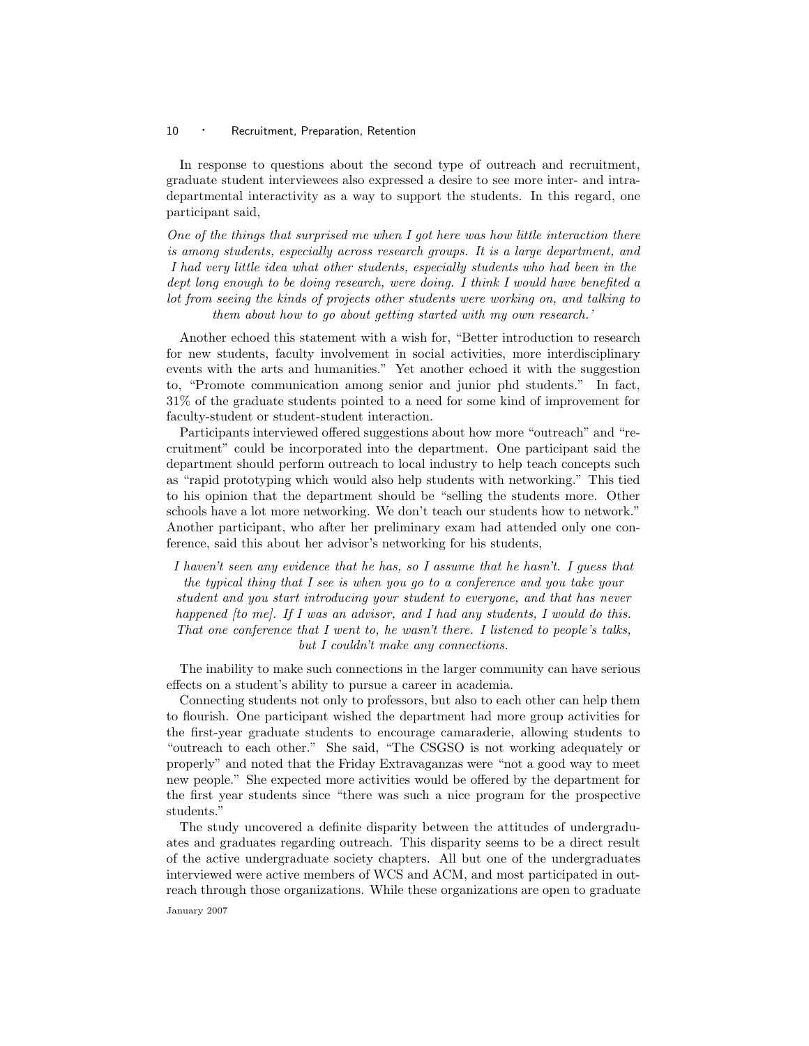In response to questions about the second type of outreach and recruitment, graduate student interviewees also expressed a desire to see more inter- and intra-departmental interactivity as a way to support the students. In this regard, one participant said,

*One of the things that surprised me when I got here was how little interaction there is among students, especially across research groups. It is a large department, and I had very little idea what other students, especially students who had been in the dept long enough to be doing research, were doing. I think I would have benefited a lot from seeing the kinds of projects other students were working on, and talking to them about how to go about getting started with my own research.'*

Another echoed this statement with a wish for, "Better introduction to research for new students, faculty involvement in social activities, more interdisciplinary events with the arts and humanities." Yet another echoed it with the suggestion to, "Promote communication among senior and junior phd students." In fact, 31% of the graduate students pointed to a need for some kind of improvement for faculty-student or student-student interaction.

Participants interviewed offered suggestions about how more "outreach" and "recruitment" could be incorporated into the department. One participant said the department should perform outreach to local industry to help teach concepts such as "rapid prototyping which would also help students with networking." This tied to his opinion that the department should be "selling the students more. Other schools have a lot more networking. We don't teach our students how to network." Another participant, who after her preliminary exam had attended only one conference, said this about her advisor's networking for his students,

*I haven't seen any evidence that he has, so I assume that he hasn't. I guess that the typical thing that I see is when you go to a conference and you take your student and you start introducing your student to everyone, and that has never happened [to me]. If I was an advisor, and I had any students, I would do this. That one conference that I went to, he wasn't there. I listened to people's talks, but I couldn't make any connections.*

The inability to make such connections in the larger community can have serious effects on a student's ability to pursue a career in academia.

Connecting students not only to professors, but also to each other can help them to flourish. One participant wished the department had more group activities for the first-year graduate students to encourage camaraderie, allowing students to "outreach to each other." She said, "The CSGSO is not working adequately or properly" and noted that the Friday Extravaganzas were "not a good way to meet new people." She expected more activities would be offered by the department for the first year students since "there was such a nice program for the prospective students."

The study uncovered a definite disparity between the attitudes of undergraduates and graduates regarding outreach. This disparity seems to be a direct result of the active undergraduate society chapters. All but one of the undergraduates interviewed were active members of WCS and ACM, and most participated in outreach through those organizations. While these organizations are open to graduate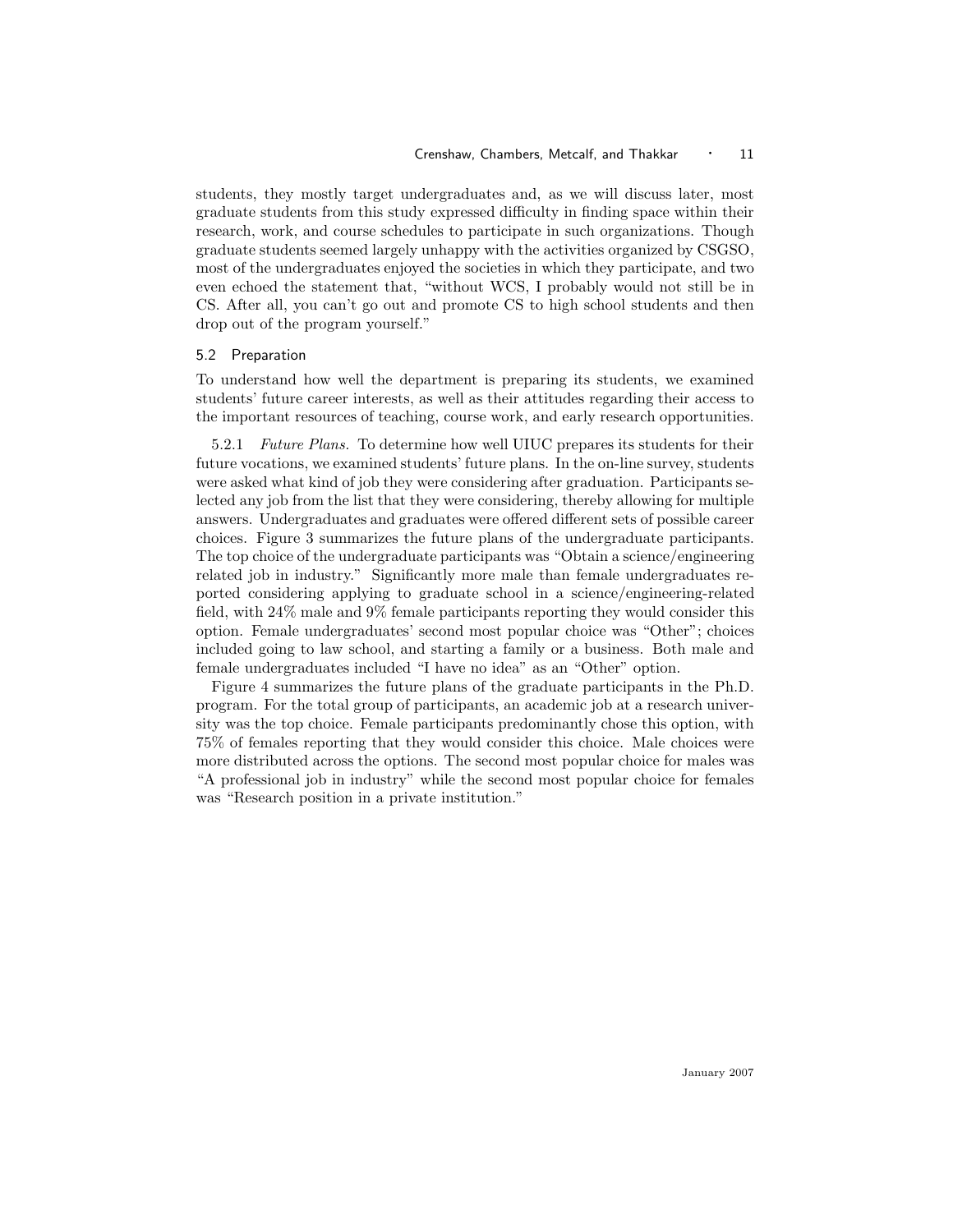students, they mostly target undergraduates and, as we will discuss later, most graduate students from this study expressed difficulty in finding space within their research, work, and course schedules to participate in such organizations. Though graduate students seemed largely unhappy with the activities organized by CSGSO, most of the undergraduates enjoyed the societies in which they participate, and two even echoed the statement that, "without WCS, I probably would not still be in CS. After all, you can't go out and promote CS to high school students and then drop out of the program yourself."

### 5.2 Preparation

To understand how well the department is preparing its students, we examined students' future career interests, as well as their attitudes regarding their access to the important resources of teaching, course work, and early research opportunities.

5.2.1 *Future Plans.* To determine how well UIUC prepares its students for their future vocations, we examined students' future plans. In the on-line survey, students were asked what kind of job they were considering after graduation. Participants selected any job from the list that they were considering, thereby allowing for multiple answers. Undergraduates and graduates were offered different sets of possible career choices. Figure 3 summarizes the future plans of the undergraduate participants. The top choice of the undergraduate participants was "Obtain a science/engineering related job in industry." Significantly more male than female undergraduates reported considering applying to graduate school in a science/engineering-related field, with 24% male and 9% female participants reporting they would consider this option. Female undergraduates' second most popular choice was "Other"; choices included going to law school, and starting a family or a business. Both male and female undergraduates included "I have no idea" as an "Other" option.

Figure 4 summarizes the future plans of the graduate participants in the Ph.D. program. For the total group of participants, an academic job at a research university was the top choice. Female participants predominantly chose this option, with 75% of females reporting that they would consider this choice. Male choices were more distributed across the options. The second most popular choice for males was "A professional job in industry" while the second most popular choice for females was "Research position in a private institution."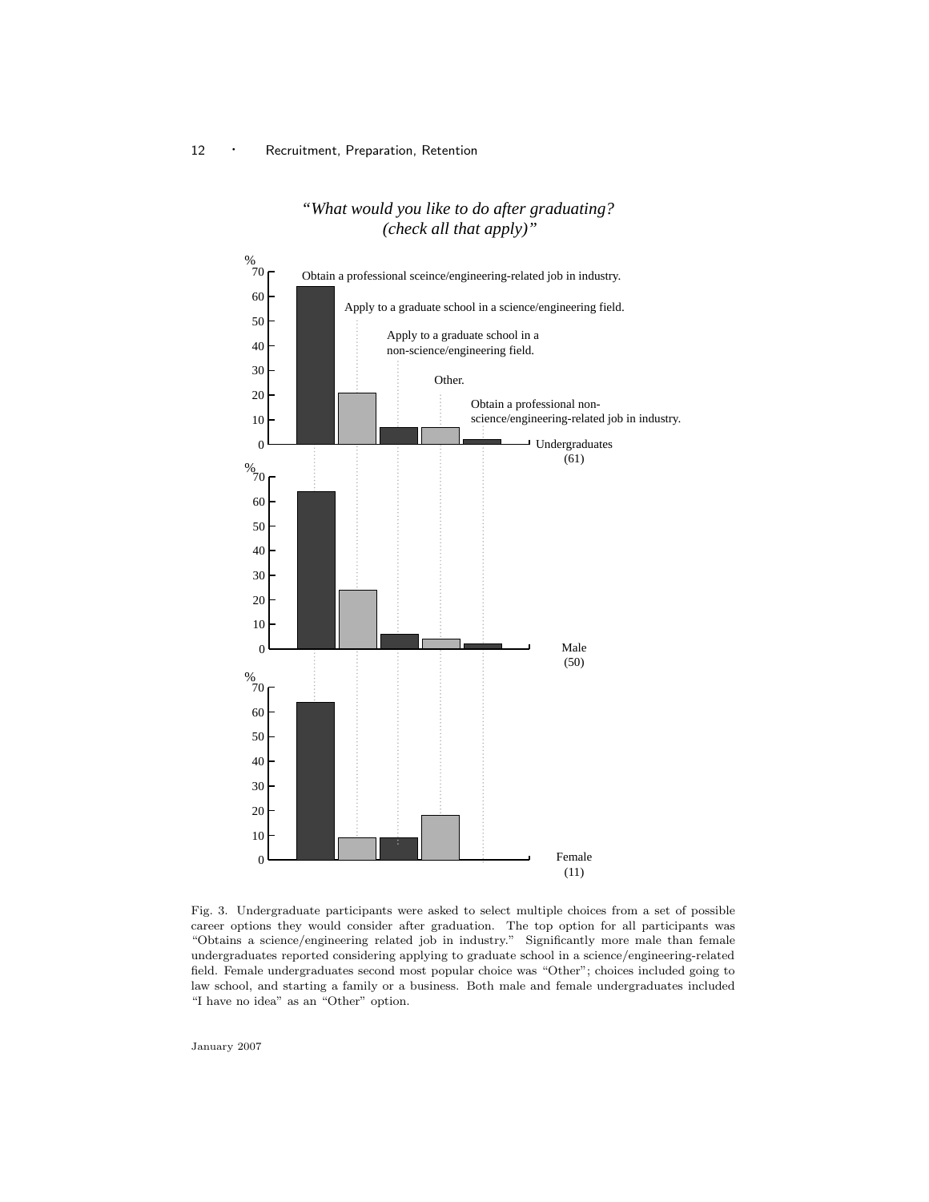*"What would you like to do after graduating? (check all that apply)"*

%

Obtain a professional sceince/engineering-related job in industry.

Apply to a graduate school in a science/engineering field.

Apply to a graduate school in a non-science/engineering field.

Other.

Obtain a professional non-science/engineering-related job in industry.

Undergraduates (61)

Male (50)

Female (11)

Fig. 3. Undergraduate participants were asked to select multiple choices from a set of possible career options they would consider after graduation. The top option for all participants was "Obtains a science/engineering related job in industry." Significantly more male than female undergraduates reported considering applying to graduate school in a science/engineering-related field. Female undergraduates second most popular choice was "Other"; choices included going to law school, and starting a family or a business. Both male and female undergraduates included "I have no idea" as an "Other" option.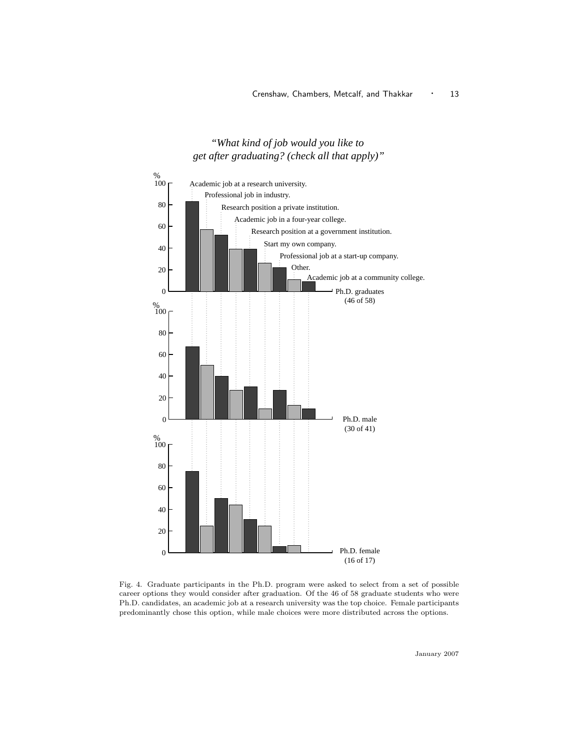*"What kind of job would you like to get after graduating? (check all that apply)"*

Academic job at a research university.
Professional job in industry.
Research position a private institution.
Academic job in a four-year college.
Research position at a government institution.
Start my own company.
Professional job at a start-up company.
Other.
Academic job at a community college.

Ph.D. graduates (46 of 58)

Ph.D. male (30 of 41)

Ph.D. female (16 of 17)

Fig. 4. Graduate participants in the Ph.D. program were asked to select from a set of possible career options they would consider after graduation. Of the 46 of 58 graduate students who were Ph.D. candidates, an academic job at a research university was the top choice. Female participants predominantly chose this option, while male choices were more distributed across the options.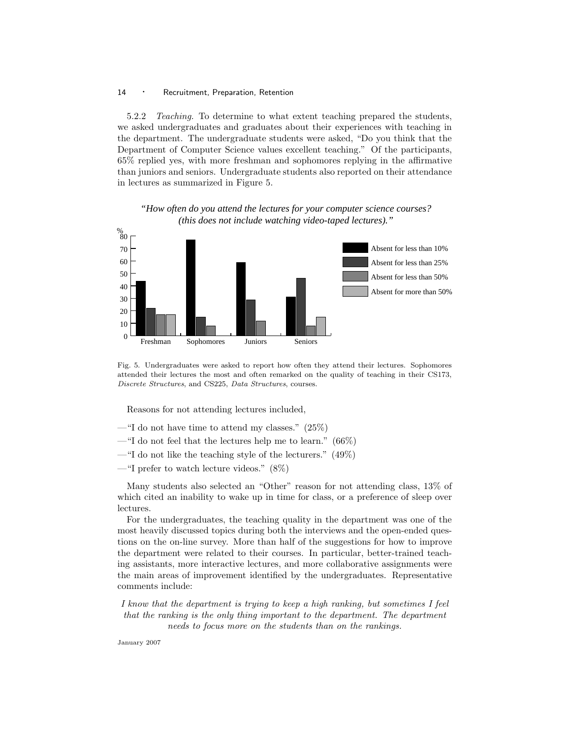5.2.2 *Teaching.* To determine to what extent teaching prepared the students, we asked undergraduates and graduates about their experiences with teaching in the department. The undergraduate students were asked, "Do you think that the Department of Computer Science values excellent teaching." Of the participants, 65% replied yes, with more freshman and sophomores replying in the affirmative than juniors and seniors. Undergraduate students also reported on their attendance in lectures as summarized in Figure 5.

*"How often do you attend the lectures for your computer science courses? (this does not include watching video-taped lectures)."*

Fig. 5. Undergraduates were asked to report how often they attend their lectures. Sophomores attended their lectures the most and often remarked on the quality of teaching in their CS173, *Discrete Structures*, and CS225, *Data Structures*, courses.

Reasons for not attending lectures included,

—"I do not have time to attend my classes." (25%)

—"I do not feel that the lectures help me to learn." (66%)

—"I do not like the teaching style of the lecturers." (49%)

—"I prefer to watch lecture videos." (8%)

Many students also selected an "Other" reason for not attending class, 13% of which cited an inability to wake up in time for class, or a preference of sleep over lectures.

For the undergraduates, the teaching quality in the department was one of the most heavily discussed topics during both the interviews and the open-ended questions on the on-line survey. More than half of the suggestions for how to improve the department were related to their courses. In particular, better-trained teaching assistants, more interactive lectures, and more collaborative assignments were the main areas of improvement identified by the undergraduates. Representative comments include:

*I know that the department is trying to keep a high ranking, but sometimes I feel that the ranking is the only thing important to the department. The department needs to focus more on the students than on the rankings.*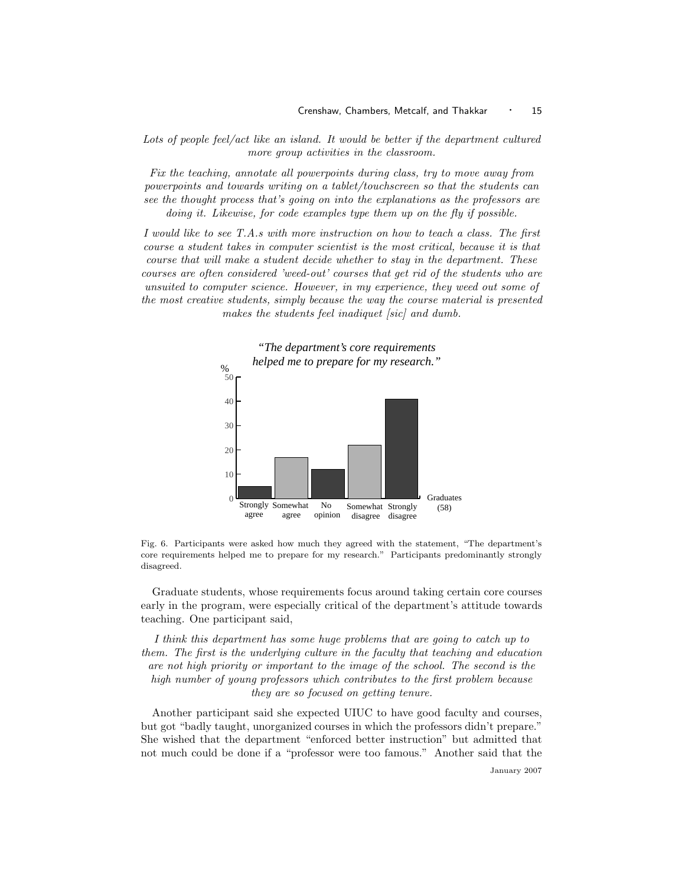*Lots of people feel/act like an island. It would be better if the department cultured more group activities in the classroom.*

*Fix the teaching, annotate all powerpoints during class, try to move away from powerpoints and towards writing on a tablet/touchscreen so that the students can see the thought process that's going on into the explanations as the professors are doing it. Likewise, for code examples type them up on the fly if possible.*

*I would like to see T.A.s with more instruction on how to teach a class. The first course a student takes in computer scientist is the most critical, because it is that course that will make a student decide whether to stay in the department. These courses are often considered 'weed-out' courses that get rid of the students who are unsuited to computer science. However, in my experience, they weed out some of the most creative students, simply because the way the course material is presented makes the students feel inadiquet [sic] and dumb.*

Fig. 6. Participants were asked how much they agreed with the statement, "The department's core requirements helped me to prepare for my research." Participants predominantly strongly disagreed.

Graduate students, whose requirements focus around taking certain core courses early in the program, were especially critical of the department's attitude towards teaching. One participant said,

*I think this department has some huge problems that are going to catch up to them. The first is the underlying culture in the faculty that teaching and education are not high priority or important to the image of the school. The second is the high number of young professors which contributes to the first problem because they are so focused on getting tenure.*

Another participant said she expected UIUC to have good faculty and courses, but got "badly taught, unorganized courses in which the professors didn't prepare." She wished that the department "enforced better instruction" but admitted that not much could be done if a "professor were too famous." Another said that the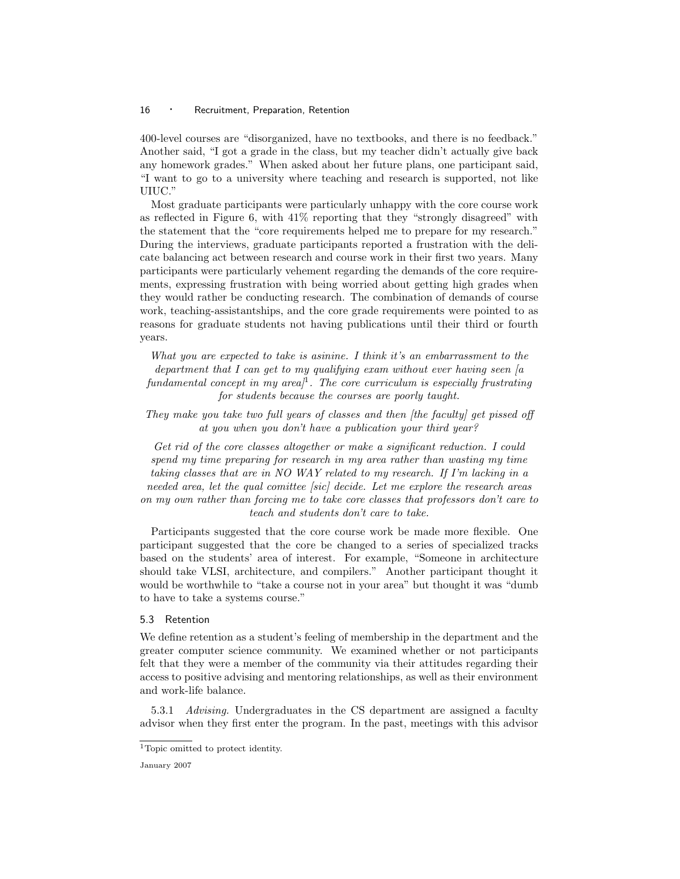400-level courses are "disorganized, have no textbooks, and there is no feedback." Another said, "I got a grade in the class, but my teacher didn't actually give back any homework grades." When asked about her future plans, one participant said, "I want to go to a university where teaching and research is supported, not like UIUC."

Most graduate participants were particularly unhappy with the core course work as reflected in Figure 6, with 41% reporting that they "strongly disagreed" with the statement that the "core requirements helped me to prepare for my research." During the interviews, graduate participants reported a frustration with the delicate balancing act between research and course work in their first two years. Many participants were particularly vehement regarding the demands of the core requirements, expressing frustration with being worried about getting high grades when they would rather be conducting research. The combination of demands of course work, teaching-assistantships, and the core grade requirements were pointed to as reasons for graduate students not having publications until their third or fourth years.

> *What you are expected to take is asinine. I think it's an embarrassment to the department that I can get to my qualifying exam without ever having seen [a fundamental concept in my area][1]. The core curriculum is especially frustrating for students because the courses are poorly taught.*

> *They make you take two full years of classes and then [the faculty] get pissed off at you when you don't have a publication your third year?*

> *Get rid of the core classes altogether or make a significant reduction. I could spend my time preparing for research in my area rather than wasting my time taking classes that are in NO WAY related to my research. If I'm lacking in a needed area, let the qual comittee [sic] decide. Let me explore the research areas on my own rather than forcing me to take core classes that professors don't care to teach and students don't care to take.*

Participants suggested that the core course work be made more flexible. One participant suggested that the core be changed to a series of specialized tracks based on the students' area of interest. For example, "Someone in architecture should take VLSI, architecture, and compilers." Another participant thought it would be worthwhile to "take a course not in your area" but thought it was "dumb to have to take a systems course."

### 5.3 Retention

We define retention as a student's feeling of membership in the department and the greater computer science community. We examined whether or not participants felt that they were a member of the community via their attitudes regarding their access to positive advising and mentoring relationships, as well as their environment and work-life balance.

5.3.1 *Advising.* Undergraduates in the CS department are assigned a faculty advisor when they first enter the program. In the past, meetings with this advisor

[1] Topic omitted to protect identity.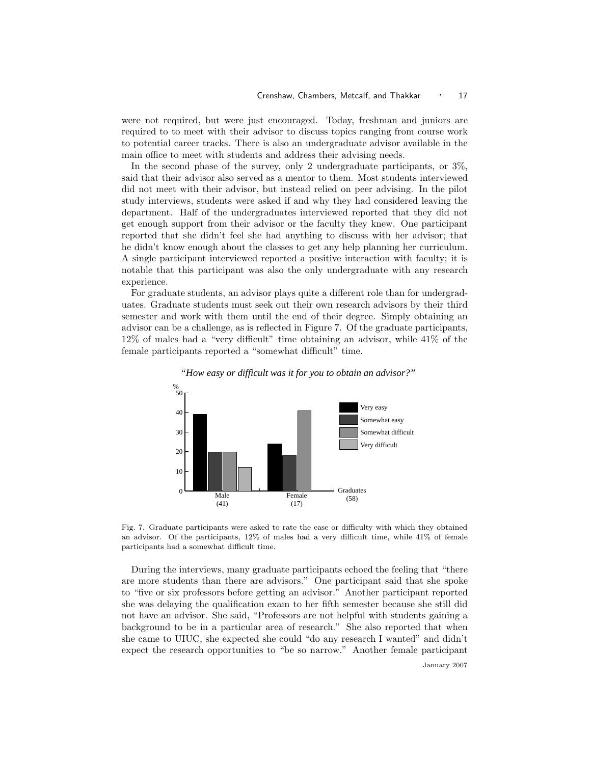were not required, but were just encouraged. Today, freshman and juniors are required to to meet with their advisor to discuss topics ranging from course work to potential career tracks. There is also an undergraduate advisor available in the main office to meet with students and address their advising needs.

In the second phase of the survey, only 2 undergraduate participants, or 3%, said that their advisor also served as a mentor to them. Most students interviewed did not meet with their advisor, but instead relied on peer advising. In the pilot study interviews, students were asked if and why they had considered leaving the department. Half of the undergraduates interviewed reported that they did not get enough support from their advisor or the faculty they knew. One participant reported that she didn't feel she had anything to discuss with her advisor; that he didn't know enough about the classes to get any help planning her curriculum. A single participant interviewed reported a positive interaction with faculty; it is notable that this participant was also the only undergraduate with any research experience.

For graduate students, an advisor plays quite a different role than for undergraduates. Graduate students must seek out their own research advisors by their third semester and work with them until the end of their degree. Simply obtaining an advisor can be a challenge, as is reflected in Figure 7. Of the graduate participants, 12% of males had a "very difficult" time obtaining an advisor, while 41% of the female participants reported a "somewhat difficult" time.

*"How easy or difficult was it for you to obtain an advisor?"*

| Graduates (58) | Very easy | Somewhat easy | Somewhat difficult | Very difficult |
|---|---|---|---|---|
| Male (41) | 39 | 20 | 20 | 12 |
| Female (17) | 24 | 18 | 41 | 0 |

Fig. 7. Graduate participants were asked to rate the ease or difficulty with which they obtained an advisor. Of the participants, 12% of males had a very difficult time, while 41% of female participants had a somewhat difficult time.

During the interviews, many graduate participants echoed the feeling that "there are more students than there are advisors." One participant said that she spoke to "five or six professors before getting an advisor." Another participant reported she was delaying the qualification exam to her fifth semester because she still did not have an advisor. She said, "Professors are not helpful with students gaining a background to be in a particular area of research." She also reported that when she came to UIUC, she expected she could "do any research I wanted" and didn't expect the research opportunities to "be so narrow." Another female participant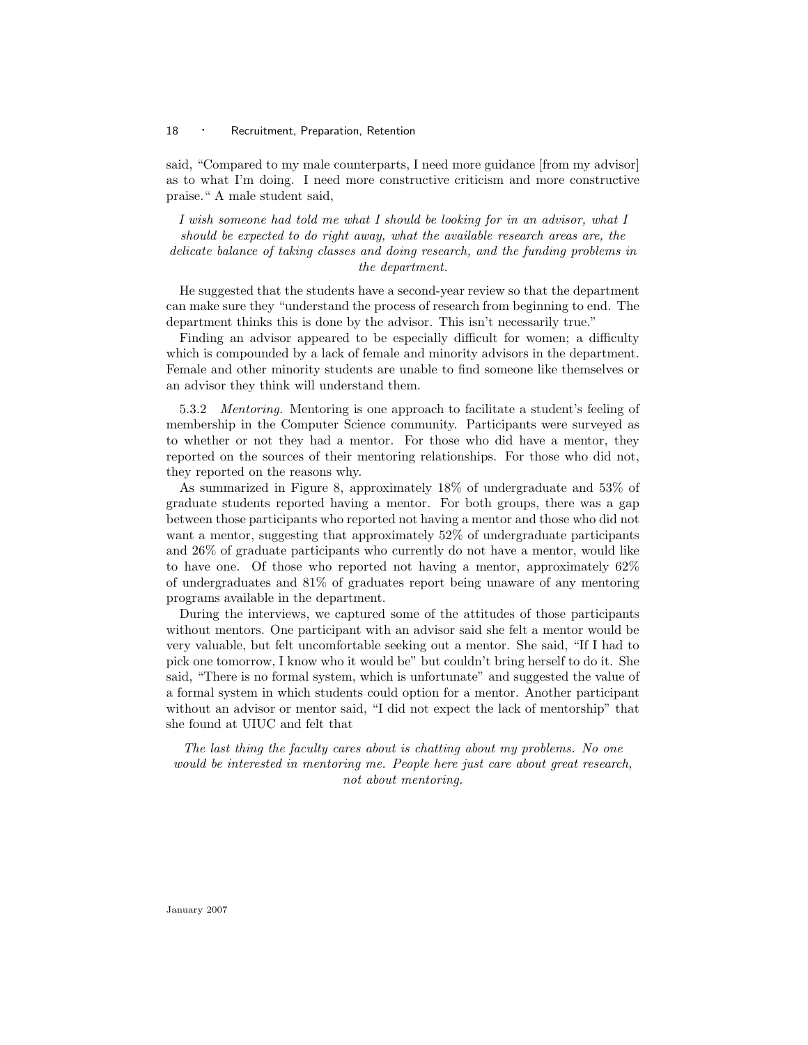said, "Compared to my male counterparts, I need more guidance [from my advisor] as to what I'm doing. I need more constructive criticism and more constructive praise." A male student said,

*I wish someone had told me what I should be looking for in an advisor, what I should be expected to do right away, what the available research areas are, the delicate balance of taking classes and doing research, and the funding problems in the department.*

He suggested that the students have a second-year review so that the department can make sure they "understand the process of research from beginning to end. The department thinks this is done by the advisor. This isn't necessarily true."

Finding an advisor appeared to be especially difficult for women; a difficulty which is compounded by a lack of female and minority advisors in the department. Female and other minority students are unable to find someone like themselves or an advisor they think will understand them.

5.3.2 *Mentoring.* Mentoring is one approach to facilitate a student's feeling of membership in the Computer Science community. Participants were surveyed as to whether or not they had a mentor. For those who did have a mentor, they reported on the sources of their mentoring relationships. For those who did not, they reported on the reasons why.

As summarized in Figure 8, approximately 18% of undergraduate and 53% of graduate students reported having a mentor. For both groups, there was a gap between those participants who reported not having a mentor and those who did not want a mentor, suggesting that approximately 52% of undergraduate participants and 26% of graduate participants who currently do not have a mentor, would like to have one. Of those who reported not having a mentor, approximately 62% of undergraduates and 81% of graduates report being unaware of any mentoring programs available in the department.

During the interviews, we captured some of the attitudes of those participants without mentors. One participant with an advisor said she felt a mentor would be very valuable, but felt uncomfortable seeking out a mentor. She said, "If I had to pick one tomorrow, I know who it would be" but couldn't bring herself to do it. She said, "There is no formal system, which is unfortunate" and suggested the value of a formal system in which students could option for a mentor. Another participant without an advisor or mentor said, "I did not expect the lack of mentorship" that she found at UIUC and felt that

*The last thing the faculty cares about is chatting about my problems. No one would be interested in mentoring me. People here just care about great research, not about mentoring.*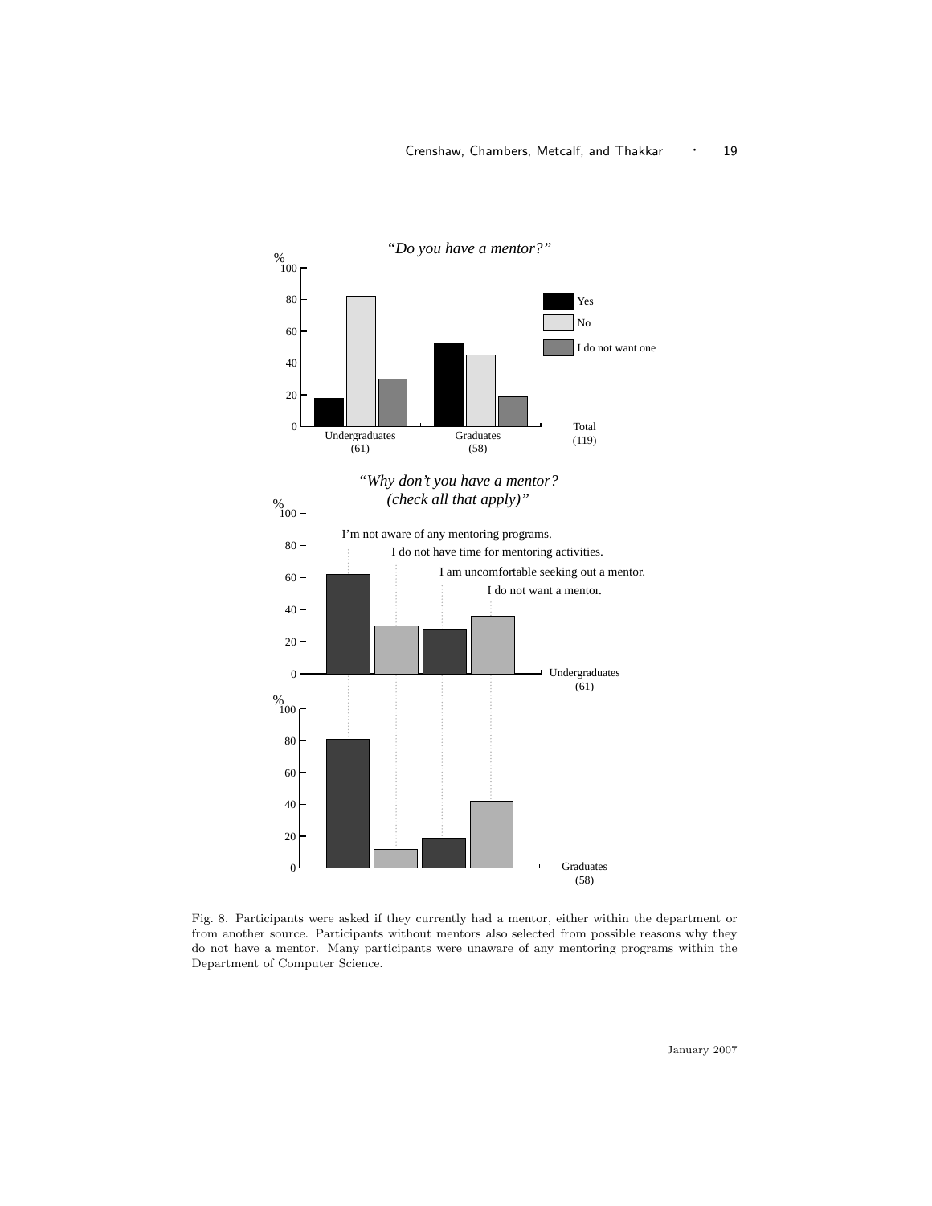Fig. 8. Participants were asked if they currently had a mentor, either within the department or from another source. Participants without mentors also selected from possible reasons why they do not have a mentor. Many participants were unaware of any mentoring programs within the Department of Computer Science.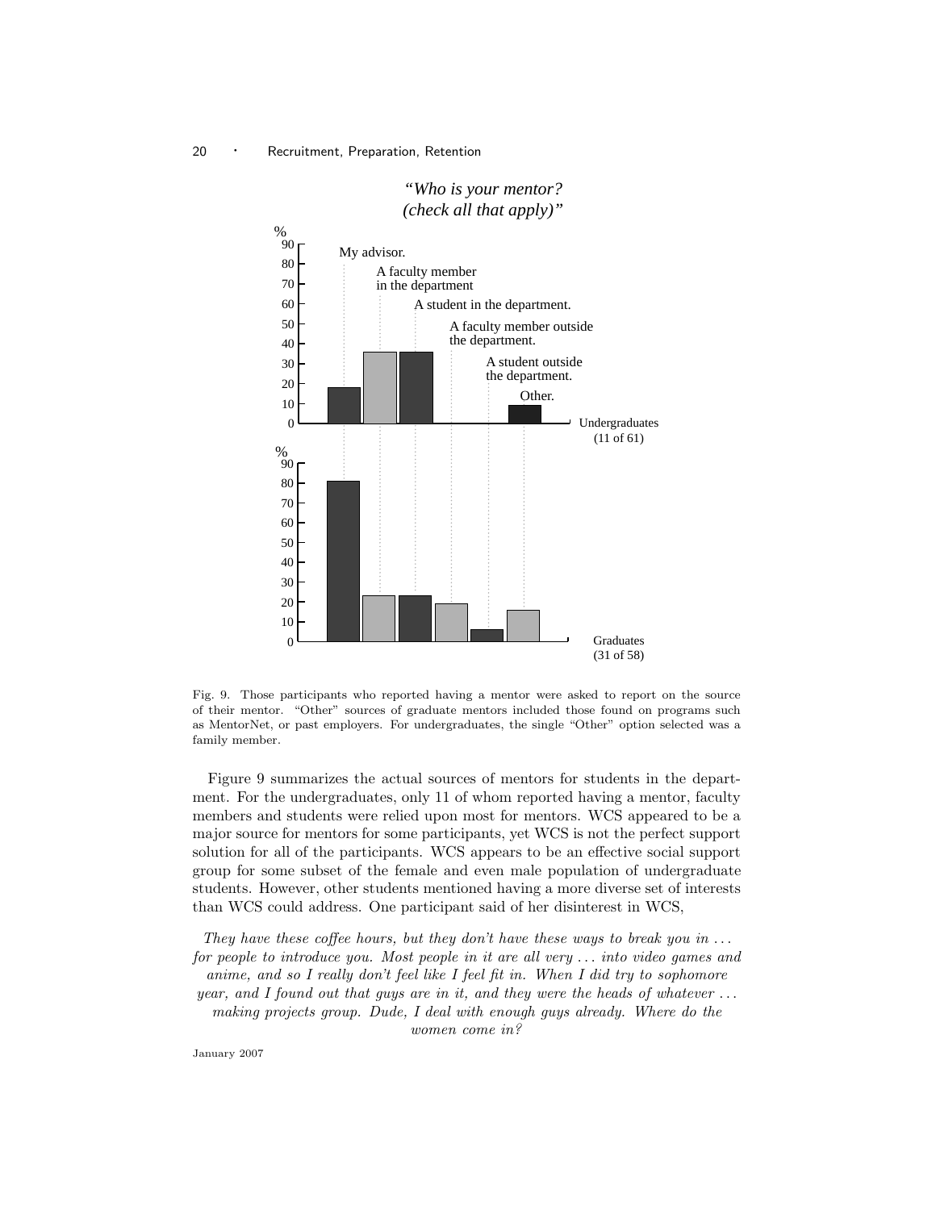*"Who is your mentor? (check all that apply)"*

Fig. 9. Those participants who reported having a mentor were asked to report on the source of their mentor. "Other" sources of graduate mentors included those found on programs such as MentorNet, or past employers. For undergraduates, the single "Other" option selected was a family member.

Figure 9 summarizes the actual sources of mentors for students in the department. For the undergraduates, only 11 of whom reported having a mentor, faculty members and students were relied upon most for mentors. WCS appeared to be a major source for mentors for some participants, yet WCS is not the perfect support solution for all of the participants. WCS appears to be an effective social support group for some subset of the female and even male population of undergraduate students. However, other students mentioned having a more diverse set of interests than WCS could address. One participant said of her disinterest in WCS,

> *They have these coffee hours, but they don't have these ways to break you in . . . for people to introduce you. Most people in it are all very . . . into video games and anime, and so I really don't feel like I feel fit in. When I did try to sophomore year, and I found out that guys are in it, and they were the heads of whatever . . . making projects group. Dude, I deal with enough guys already. Where do the women come in?*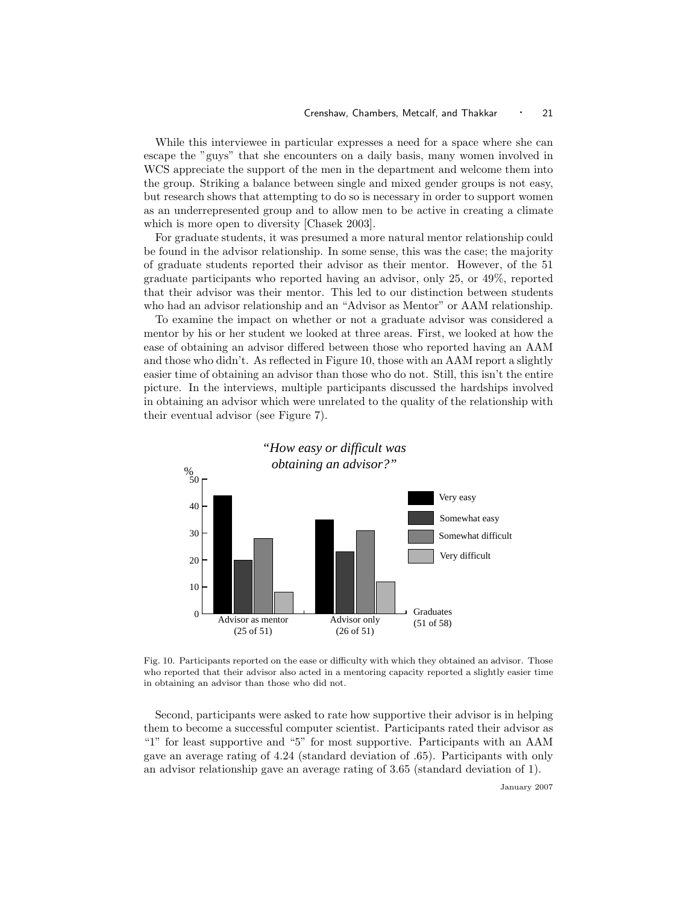While this interviewee in particular expresses a need for a space where she can escape the "guys" that she encounters on a daily basis, many women involved in WCS appreciate the support of the men in the department and welcome them into the group. Striking a balance between single and mixed gender groups is not easy, but research shows that attempting to do so is necessary in order to support women as an underrepresented group and to allow men to be active in creating a climate which is more open to diversity [Chasek 2003].

For graduate students, it was presumed a more natural mentor relationship could be found in the advisor relationship. In some sense, this was the case; the majority of graduate students reported their advisor as their mentor. However, of the 51 graduate participants who reported having an advisor, only 25, or 49%, reported that their advisor was their mentor. This led to our distinction between students who had an advisor relationship and an "Advisor as Mentor" or AAM relationship.

To examine the impact on whether or not a graduate advisor was considered a mentor by his or her student we looked at three areas. First, we looked at how the ease of obtaining an advisor differed between those who reported having an AAM and those who didn't. As reflected in Figure 10, those with an AAM report a slightly easier time of obtaining an advisor than those who do not. Still, this isn't the entire picture. In the interviews, multiple participants discussed the hardships involved in obtaining an advisor which were unrelated to the quality of the relationship with their eventual advisor (see Figure 7).

*"How easy or difficult was obtaining an advisor?"*

Fig. 10. Participants reported on the ease or difficulty with which they obtained an advisor. Those who reported that their advisor also acted in a mentoring capacity reported a slightly easier time in obtaining an advisor than those who did not.

Second, participants were asked to rate how supportive their advisor is in helping them to become a successful computer scientist. Participants rated their advisor as "1" for least supportive and "5" for most supportive. Participants with an AAM gave an average rating of 4.24 (standard deviation of .65). Participants with only an advisor relationship gave an average rating of 3.65 (standard deviation of 1).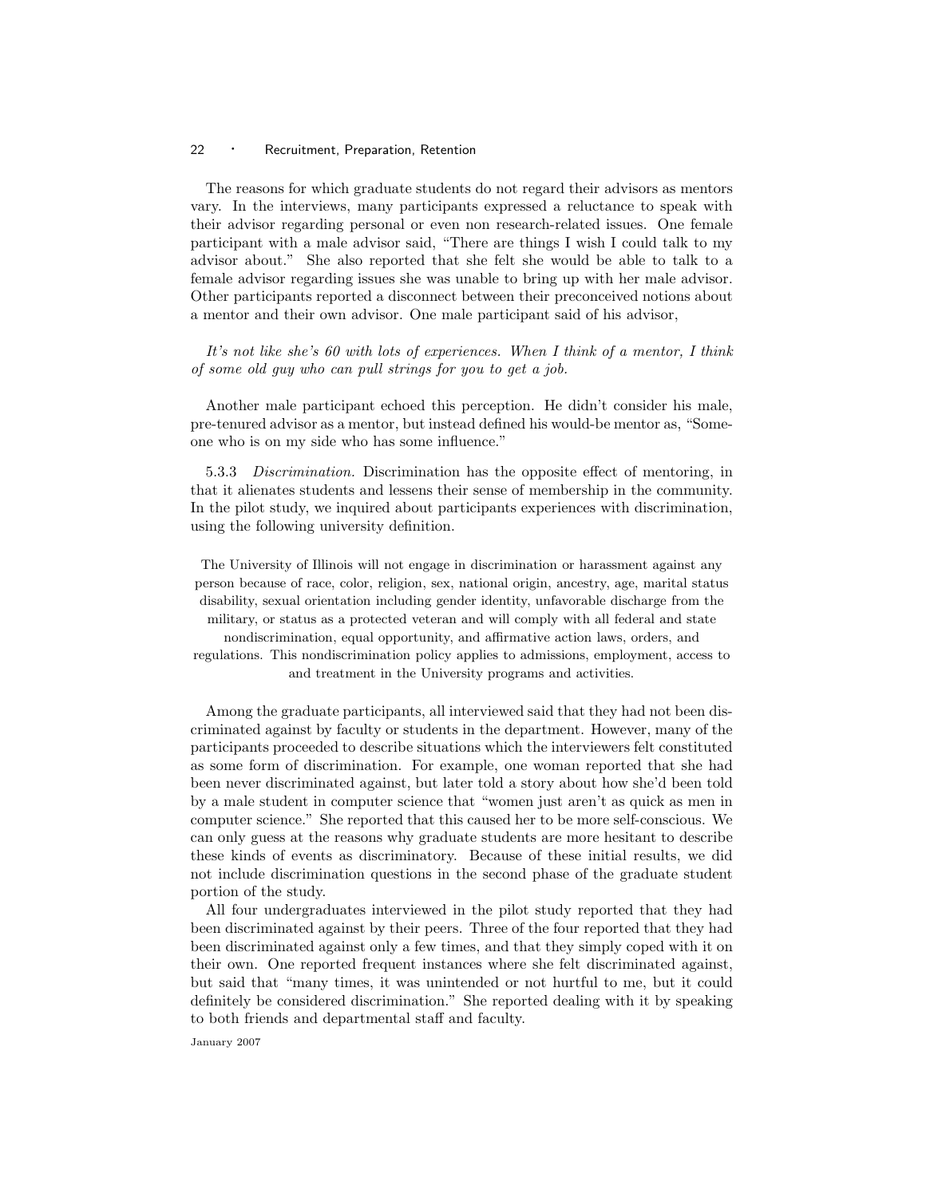The reasons for which graduate students do not regard their advisors as mentors vary. In the interviews, many participants expressed a reluctance to speak with their advisor regarding personal or even non research-related issues. One female participant with a male advisor said, "There are things I wish I could talk to my advisor about." She also reported that she felt she would be able to talk to a female advisor regarding issues she was unable to bring up with her male advisor. Other participants reported a disconnect between their preconceived notions about a mentor and their own advisor. One male participant said of his advisor,

*It's not like she's 60 with lots of experiences. When I think of a mentor, I think of some old guy who can pull strings for you to get a job.*

Another male participant echoed this perception. He didn't consider his male, pre-tenured advisor as a mentor, but instead defined his would-be mentor as, "Someone who is on my side who has some influence."

5.3.3 *Discrimination.* Discrimination has the opposite effect of mentoring, in that it alienates students and lessens their sense of membership in the community. In the pilot study, we inquired about participants experiences with discrimination, using the following university definition.

> The University of Illinois will not engage in discrimination or harassment against any person because of race, color, religion, sex, national origin, ancestry, age, marital status disability, sexual orientation including gender identity, unfavorable discharge from the military, or status as a protected veteran and will comply with all federal and state nondiscrimination, equal opportunity, and affirmative action laws, orders, and regulations. This nondiscrimination policy applies to admissions, employment, access to and treatment in the University programs and activities.

Among the graduate participants, all interviewed said that they had not been discriminated against by faculty or students in the department. However, many of the participants proceeded to describe situations which the interviewers felt constituted as some form of discrimination. For example, one woman reported that she had been never discriminated against, but later told a story about how she'd been told by a male student in computer science that "women just aren't as quick as men in computer science." She reported that this caused her to be more self-conscious. We can only guess at the reasons why graduate students are more hesitant to describe these kinds of events as discriminatory. Because of these initial results, we did not include discrimination questions in the second phase of the graduate student portion of the study.

All four undergraduates interviewed in the pilot study reported that they had been discriminated against by their peers. Three of the four reported that they had been discriminated against only a few times, and that they simply coped with it on their own. One reported frequent instances where she felt discriminated against, but said that "many times, it was unintended or not hurtful to me, but it could definitely be considered discrimination." She reported dealing with it by speaking to both friends and departmental staff and faculty.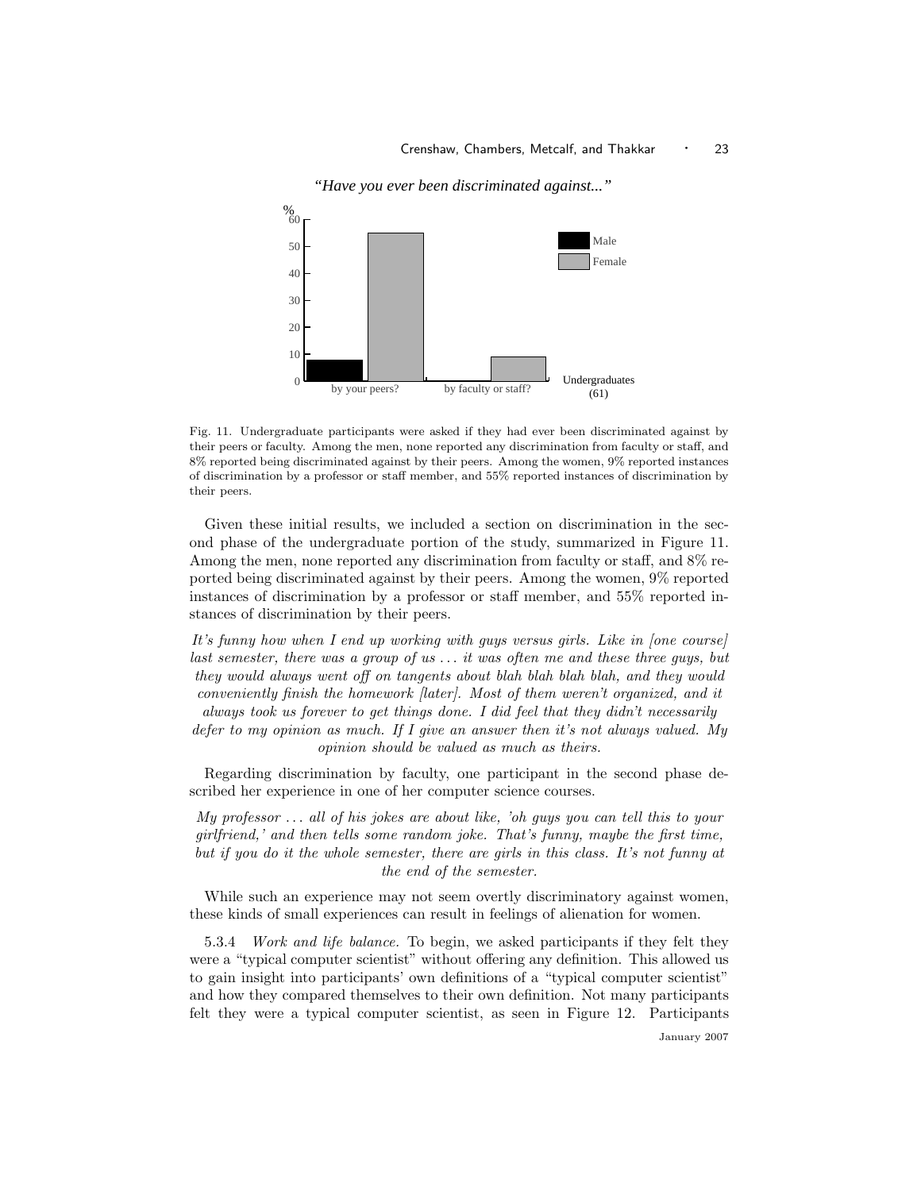Fig. 11. Undergraduate participants were asked if they had ever been discriminated against by their peers or faculty. Among the men, none reported any discrimination from faculty or staff, and 8% reported being discriminated against by their peers. Among the women, 9% reported instances of discrimination by a professor or staff member, and 55% reported instances of discrimination by their peers.

Given these initial results, we included a section on discrimination in the second phase of the undergraduate portion of the study, summarized in Figure 11. Among the men, none reported any discrimination from faculty or staff, and 8% reported being discriminated against by their peers. Among the women, 9% reported instances of discrimination by a professor or staff member, and 55% reported instances of discrimination by their peers.

*It's funny how when I end up working with guys versus girls. Like in [one course] last semester, there was a group of us ... it was often me and these three guys, but they would always went off on tangents about blah blah blah blah, and they would conveniently finish the homework [later]. Most of them weren't organized, and it always took us forever to get things done. I did feel that they didn't necessarily defer to my opinion as much. If I give an answer then it's not always valued. My opinion should be valued as much as theirs.*

Regarding discrimination by faculty, one participant in the second phase described her experience in one of her computer science courses.

*My professor ... all of his jokes are about like, 'oh guys you can tell this to your girlfriend,' and then tells some random joke. That's funny, maybe the first time, but if you do it the whole semester, there are girls in this class. It's not funny at the end of the semester.*

While such an experience may not seem overtly discriminatory against women, these kinds of small experiences can result in feelings of alienation for women.

5.3.4 *Work and life balance.* To begin, we asked participants if they felt they were a "typical computer scientist" without offering any definition. This allowed us to gain insight into participants' own definitions of a "typical computer scientist" and how they compared themselves to their own definition. Not many participants felt they were a typical computer scientist, as seen in Figure 12. Participants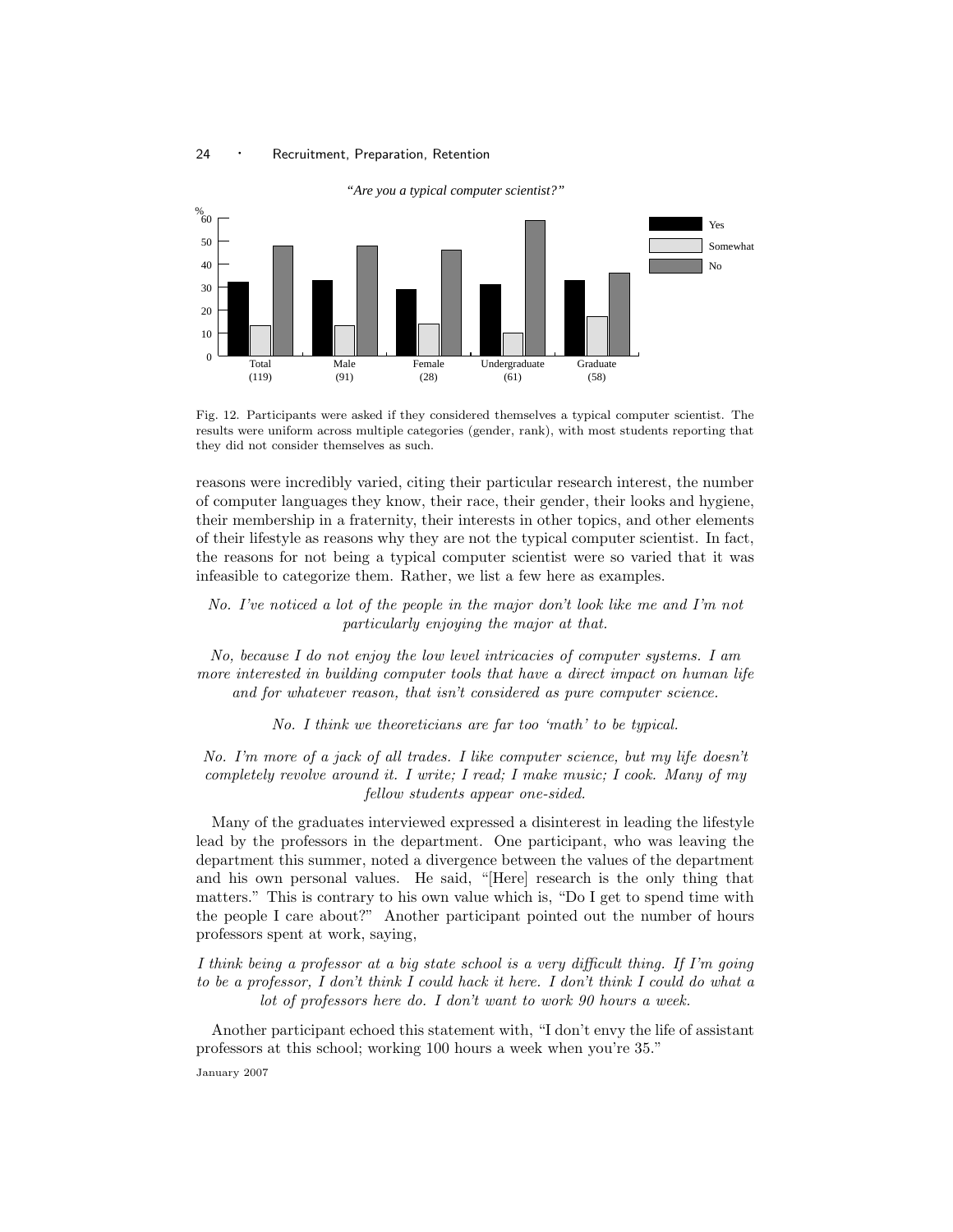Fig. 12. Participants were asked if they considered themselves a typical computer scientist. The results were uniform across multiple categories (gender, rank), with most students reporting that they did not consider themselves as such.

reasons were incredibly varied, citing their particular research interest, the number of computer languages they know, their race, their gender, their looks and hygiene, their membership in a fraternity, their interests in other topics, and other elements of their lifestyle as reasons why they are not the typical computer scientist. In fact, the reasons for not being a typical computer scientist were so varied that it was infeasible to categorize them. Rather, we list a few here as examples.

*No. I've noticed a lot of the people in the major don't look like me and I'm not particularly enjoying the major at that.*

*No, because I do not enjoy the low level intricacies of computer systems. I am more interested in building computer tools that have a direct impact on human life and for whatever reason, that isn't considered as pure computer science.*

*No. I think we theoreticians are far too 'math' to be typical.*

*No. I'm more of a jack of all trades. I like computer science, but my life doesn't completely revolve around it. I write; I read; I make music; I cook. Many of my fellow students appear one-sided.*

Many of the graduates interviewed expressed a disinterest in leading the lifestyle lead by the professors in the department. One participant, who was leaving the department this summer, noted a divergence between the values of the department and his own personal values. He said, "[Here] research is the only thing that matters." This is contrary to his own value which is, "Do I get to spend time with the people I care about?" Another participant pointed out the number of hours professors spent at work, saying,

*I think being a professor at a big state school is a very difficult thing. If I'm going to be a professor, I don't think I could hack it here. I don't think I could do what a lot of professors here do. I don't want to work 90 hours a week.*

Another participant echoed this statement with, "I don't envy the life of assistant professors at this school; working 100 hours a week when you're 35."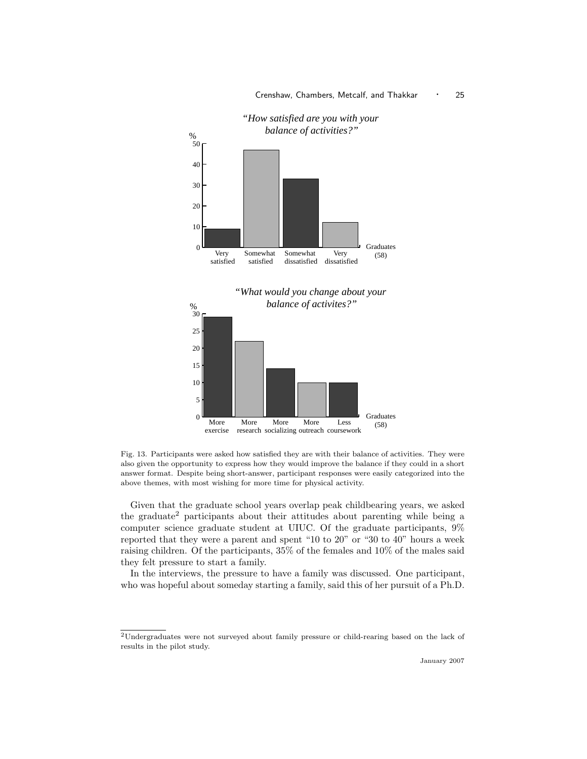Fig. 13. Participants were asked how satisfied they are with their balance of activities. They were also given the opportunity to express how they would improve the balance if they could in a short answer format. Despite being short-answer, participant responses were easily categorized into the above themes, with most wishing for more time for physical activity.

Given that the graduate school years overlap peak childbearing years, we asked the graduate[2] participants about their attitudes about parenting while being a computer science graduate student at UIUC. Of the graduate participants, 9% reported that they were a parent and spent "10 to 20" or "30 to 40" hours a week raising children. Of the participants, 35% of the females and 10% of the males said they felt pressure to start a family.

In the interviews, the pressure to have a family was discussed. One participant, who was hopeful about someday starting a family, said this of her pursuit of a Ph.D.

[2] Undergraduates were not surveyed about family pressure or child-rearing based on the lack of results in the pilot study.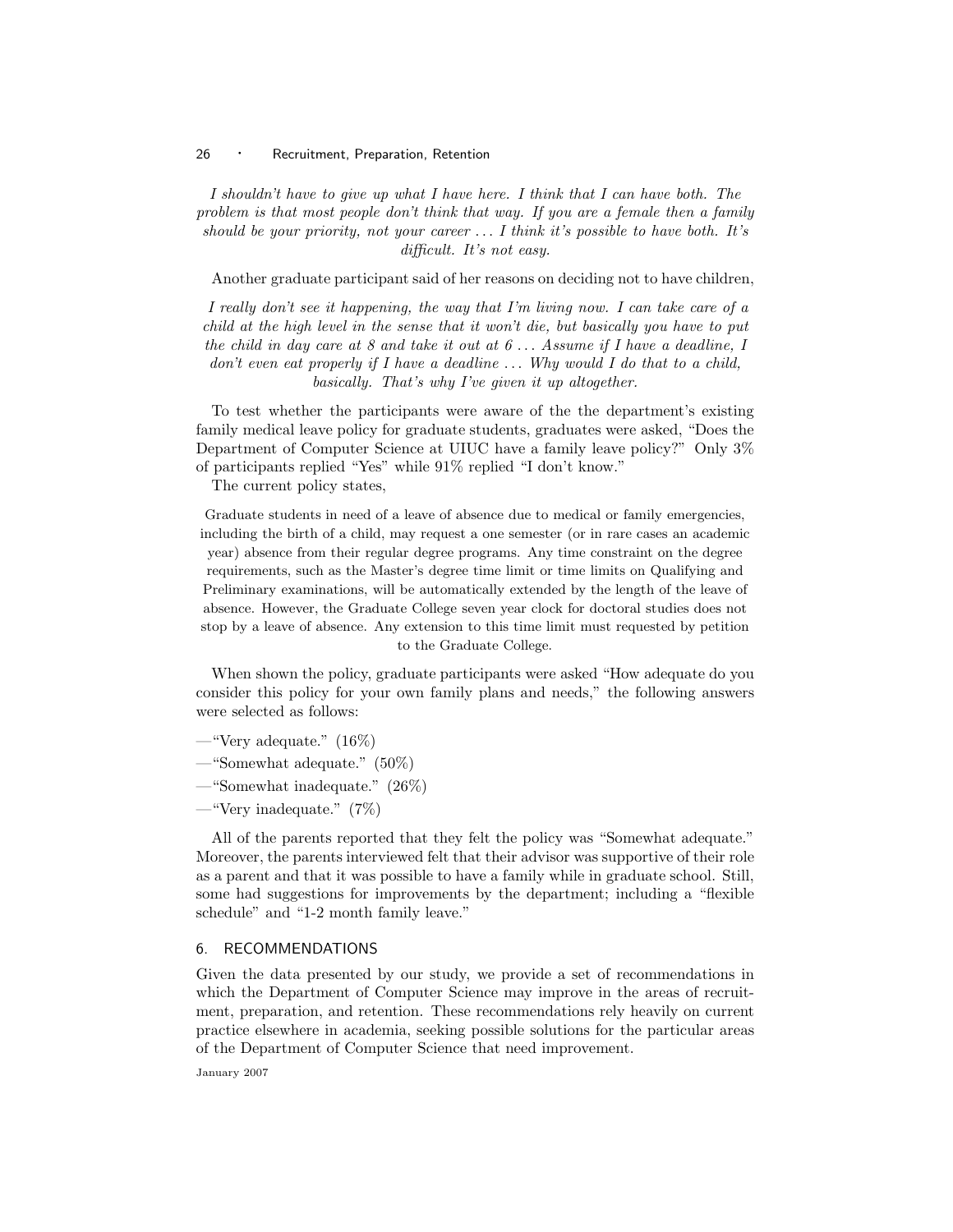*I shouldn't have to give up what I have here. I think that I can have both. The problem is that most people don't think that way. If you are a female then a family should be your priority, not your career . . . I think it's possible to have both. It's difficult. It's not easy.*

Another graduate participant said of her reasons on deciding not to have children,

*I really don't see it happening, the way that I'm living now. I can take care of a child at the high level in the sense that it won't die, but basically you have to put the child in day care at 8 and take it out at 6 . . . Assume if I have a deadline, I don't even eat properly if I have a deadline . . . Why would I do that to a child, basically. That's why I've given it up altogether.*

To test whether the participants were aware of the the department's existing family medical leave policy for graduate students, graduates were asked, "Does the Department of Computer Science at UIUC have a family leave policy?" Only 3% of participants replied "Yes" while 91% replied "I don't know."

The current policy states,

> Graduate students in need of a leave of absence due to medical or family emergencies, including the birth of a child, may request a one semester (or in rare cases an academic year) absence from their regular degree programs. Any time constraint on the degree requirements, such as the Master's degree time limit or time limits on Qualifying and Preliminary examinations, will be automatically extended by the length of the leave of absence. However, the Graduate College seven year clock for doctoral studies does not stop by a leave of absence. Any extension to this time limit must requested by petition to the Graduate College.

When shown the policy, graduate participants were asked "How adequate do you consider this policy for your own family plans and needs," the following answers were selected as follows:

—"Very adequate." (16%)

—"Somewhat adequate." (50%)

—"Somewhat inadequate." (26%)

—"Very inadequate." (7%)

All of the parents reported that they felt the policy was "Somewhat adequate." Moreover, the parents interviewed felt that their advisor was supportive of their role as a parent and that it was possible to have a family while in graduate school. Still, some had suggestions for improvements by the department; including a "flexible schedule" and "1-2 month family leave."

## 6. RECOMMENDATIONS

Given the data presented by our study, we provide a set of recommendations in which the Department of Computer Science may improve in the areas of recruitment, preparation, and retention. These recommendations rely heavily on current practice elsewhere in academia, seeking possible solutions for the particular areas of the Department of Computer Science that need improvement.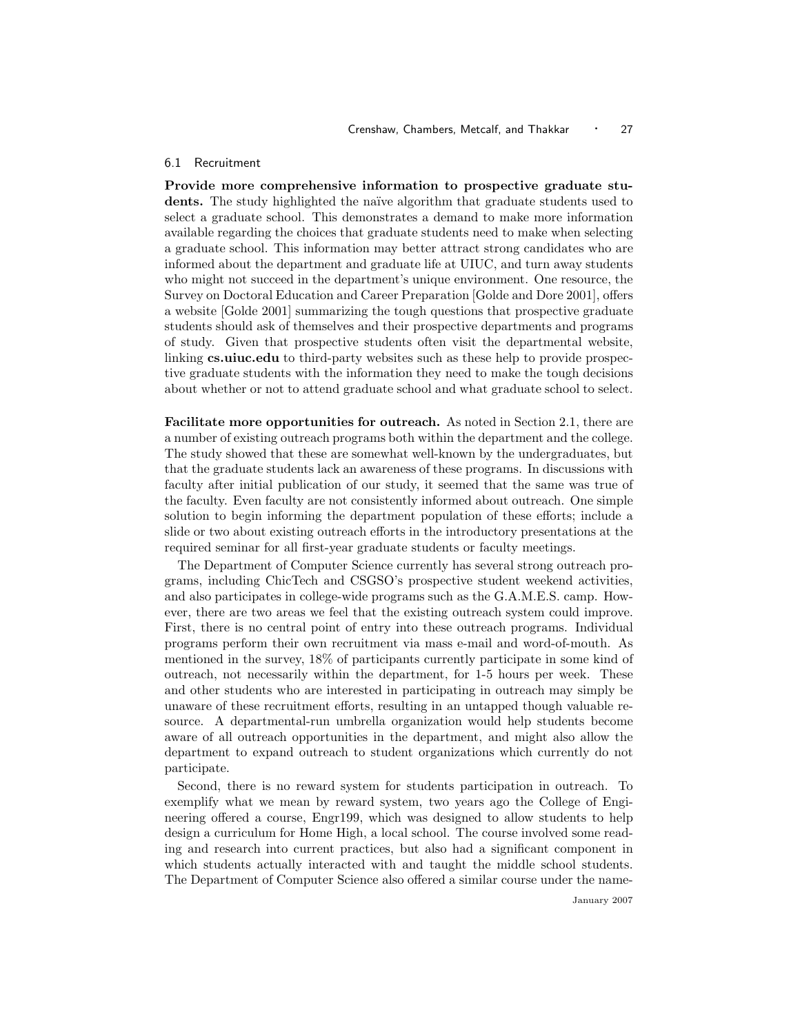### 6.1 Recruitment

**Provide more comprehensive information to prospective graduate students.** The study highlighted the naïve algorithm that graduate students used to select a graduate school. This demonstrates a demand to make more information available regarding the choices that graduate students need to make when selecting a graduate school. This information may better attract strong candidates who are informed about the department and graduate life at UIUC, and turn away students who might not succeed in the department's unique environment. One resource, the Survey on Doctoral Education and Career Preparation [Golde and Dore 2001], offers a website [Golde 2001] summarizing the tough questions that prospective graduate students should ask of themselves and their prospective departments and programs of study. Given that prospective students often visit the departmental website, linking **cs.uiuc.edu** to third-party websites such as these help to provide prospective graduate students with the information they need to make the tough decisions about whether or not to attend graduate school and what graduate school to select.

**Facilitate more opportunities for outreach.** As noted in Section 2.1, there are a number of existing outreach programs both within the department and the college. The study showed that these are somewhat well-known by the undergraduates, but that the graduate students lack an awareness of these programs. In discussions with faculty after initial publication of our study, it seemed that the same was true of the faculty. Even faculty are not consistently informed about outreach. One simple solution to begin informing the department population of these efforts; include a slide or two about existing outreach efforts in the introductory presentations at the required seminar for all first-year graduate students or faculty meetings.

The Department of Computer Science currently has several strong outreach programs, including ChicTech and CSGSO's prospective student weekend activities, and also participates in college-wide programs such as the G.A.M.E.S. camp. However, there are two areas we feel that the existing outreach system could improve. First, there is no central point of entry into these outreach programs. Individual programs perform their own recruitment via mass e-mail and word-of-mouth. As mentioned in the survey, 18% of participants currently participate in some kind of outreach, not necessarily within the department, for 1-5 hours per week. These and other students who are interested in participating in outreach may simply be unaware of these recruitment efforts, resulting in an untapped though valuable resource. A departmental-run umbrella organization would help students become aware of all outreach opportunities in the department, and might also allow the department to expand outreach to student organizations which currently do not participate.

Second, there is no reward system for students participation in outreach. To exemplify what we mean by reward system, two years ago the College of Engineering offered a course, Engr199, which was designed to allow students to help design a curriculum for Home High, a local school. The course involved some reading and research into current practices, but also had a significant component in which students actually interacted with and taught the middle school students. The Department of Computer Science also offered a similar course under the name-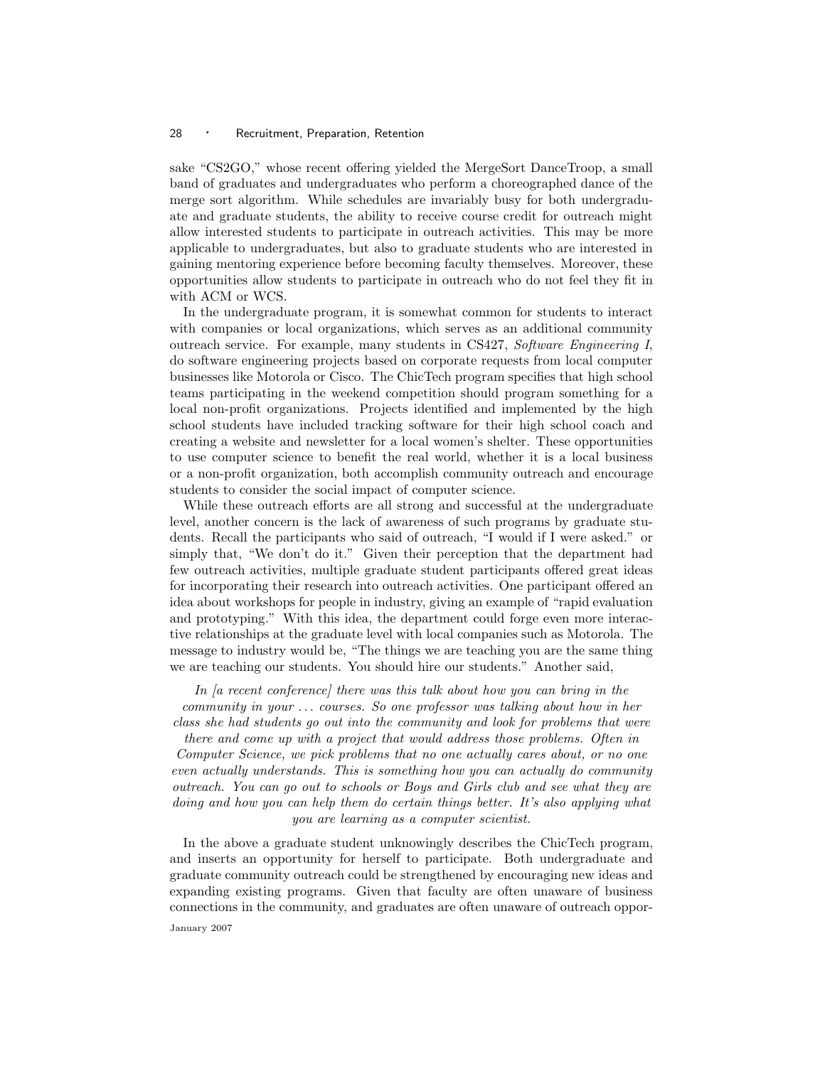sake "CS2GO," whose recent offering yielded the MergeSort DanceTroop, a small band of graduates and undergraduates who perform a choreographed dance of the merge sort algorithm. While schedules are invariably busy for both undergraduate and graduate students, the ability to receive course credit for outreach might allow interested students to participate in outreach activities. This may be more applicable to undergraduates, but also to graduate students who are interested in gaining mentoring experience before becoming faculty themselves. Moreover, these opportunities allow students to participate in outreach who do not feel they fit in with ACM or WCS.

In the undergraduate program, it is somewhat common for students to interact with companies or local organizations, which serves as an additional community outreach service. For example, many students in CS427, *Software Engineering I*, do software engineering projects based on corporate requests from local computer businesses like Motorola or Cisco. The ChicTech program specifies that high school teams participating in the weekend competition should program something for a local non-profit organizations. Projects identified and implemented by the high school students have included tracking software for their high school coach and creating a website and newsletter for a local women's shelter. These opportunities to use computer science to benefit the real world, whether it is a local business or a non-profit organization, both accomplish community outreach and encourage students to consider the social impact of computer science.

While these outreach efforts are all strong and successful at the undergraduate level, another concern is the lack of awareness of such programs by graduate students. Recall the participants who said of outreach, "I would if I were asked." or simply that, "We don't do it." Given their perception that the department had few outreach activities, multiple graduate student participants offered great ideas for incorporating their research into outreach activities. One participant offered an idea about workshops for people in industry, giving an example of "rapid evaluation and prototyping." With this idea, the department could forge even more interactive relationships at the graduate level with local companies such as Motorola. The message to industry would be, "The things we are teaching you are the same thing we are teaching our students. You should hire our students." Another said,

> *In [a recent conference] there was this talk about how you can bring in the community in your ... courses. So one professor was talking about how in her class she had students go out into the community and look for problems that were there and come up with a project that would address those problems. Often in Computer Science, we pick problems that no one actually cares about, or no one even actually understands. This is something how you can actually do community outreach. You can go out to schools or Boys and Girls club and see what they are doing and how you can help them do certain things better. It's also applying what you are learning as a computer scientist.*

In the above a graduate student unknowingly describes the ChicTech program, and inserts an opportunity for herself to participate. Both undergraduate and graduate community outreach could be strengthened by encouraging new ideas and expanding existing programs. Given that faculty are often unaware of business connections in the community, and graduates are often unaware of outreach oppor-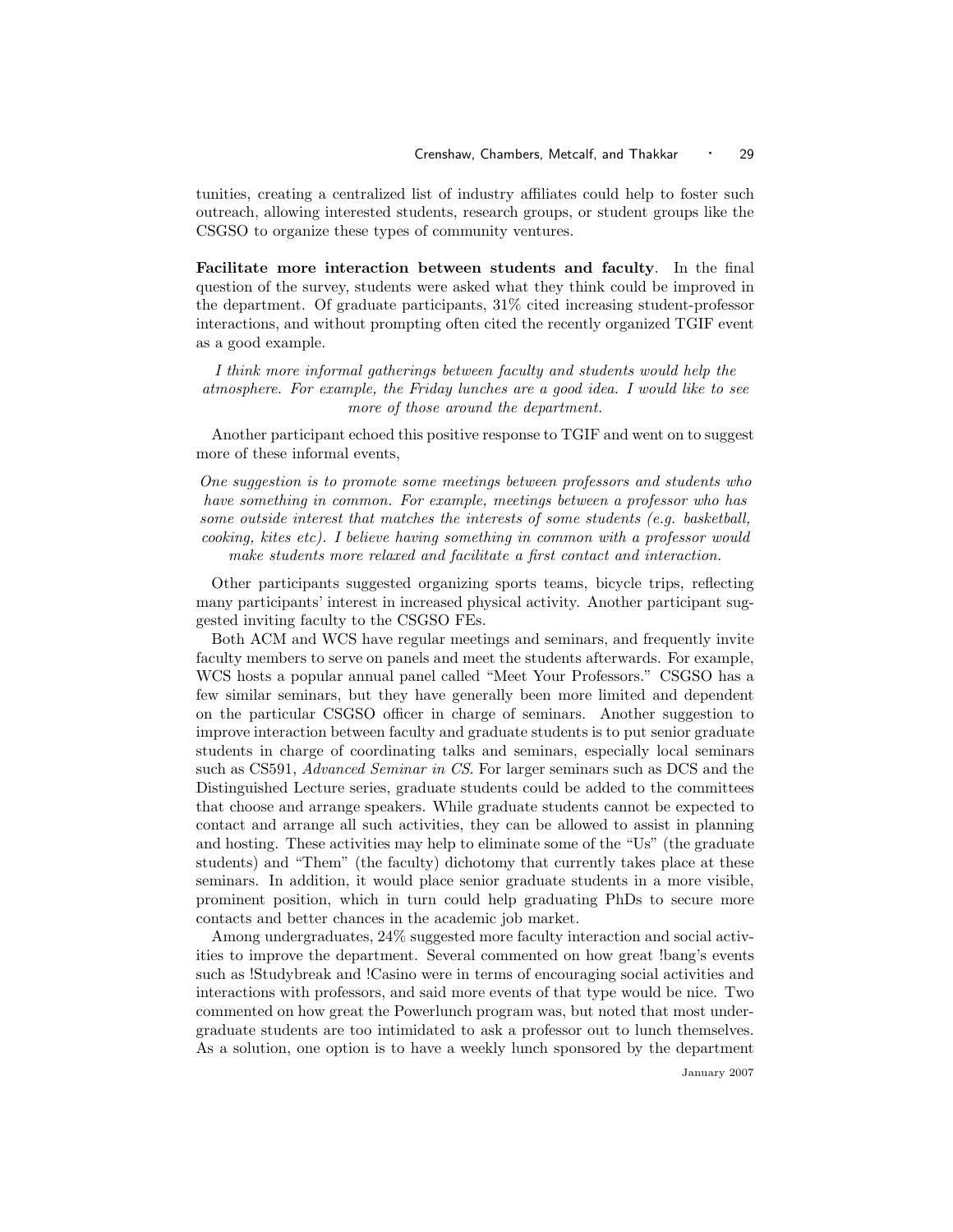tunities, creating a centralized list of industry affiliates could help to foster such outreach, allowing interested students, research groups, or student groups like the CSGSO to organize these types of community ventures.

**Facilitate more interaction between students and faculty**. In the final question of the survey, students were asked what they think could be improved in the department. Of graduate participants, 31% cited increasing student-professor interactions, and without prompting often cited the recently organized TGIF event as a good example.

*I think more informal gatherings between faculty and students would help the atmosphere. For example, the Friday lunches are a good idea. I would like to see more of those around the department.*

Another participant echoed this positive response to TGIF and went on to suggest more of these informal events,

*One suggestion is to promote some meetings between professors and students who have something in common. For example, meetings between a professor who has some outside interest that matches the interests of some students (e.g. basketball, cooking, kites etc). I believe having something in common with a professor would make students more relaxed and facilitate a first contact and interaction.*

Other participants suggested organizing sports teams, bicycle trips, reflecting many participants' interest in increased physical activity. Another participant suggested inviting faculty to the CSGSO FEs.

Both ACM and WCS have regular meetings and seminars, and frequently invite faculty members to serve on panels and meet the students afterwards. For example, WCS hosts a popular annual panel called "Meet Your Professors." CSGSO has a few similar seminars, but they have generally been more limited and dependent on the particular CSGSO officer in charge of seminars. Another suggestion to improve interaction between faculty and graduate students is to put senior graduate students in charge of coordinating talks and seminars, especially local seminars such as CS591, *Advanced Seminar in CS*. For larger seminars such as DCS and the Distinguished Lecture series, graduate students could be added to the committees that choose and arrange speakers. While graduate students cannot be expected to contact and arrange all such activities, they can be allowed to assist in planning and hosting. These activities may help to eliminate some of the "Us" (the graduate students) and "Them" (the faculty) dichotomy that currently takes place at these seminars. In addition, it would place senior graduate students in a more visible, prominent position, which in turn could help graduating PhDs to secure more contacts and better chances in the academic job market.

Among undergraduates, 24% suggested more faculty interaction and social activities to improve the department. Several commented on how great !bang's events such as !Studybreak and !Casino were in terms of encouraging social activities and interactions with professors, and said more events of that type would be nice. Two commented on how great the Powerlunch program was, but noted that most undergraduate students are too intimidated to ask a professor out to lunch themselves. As a solution, one option is to have a weekly lunch sponsored by the department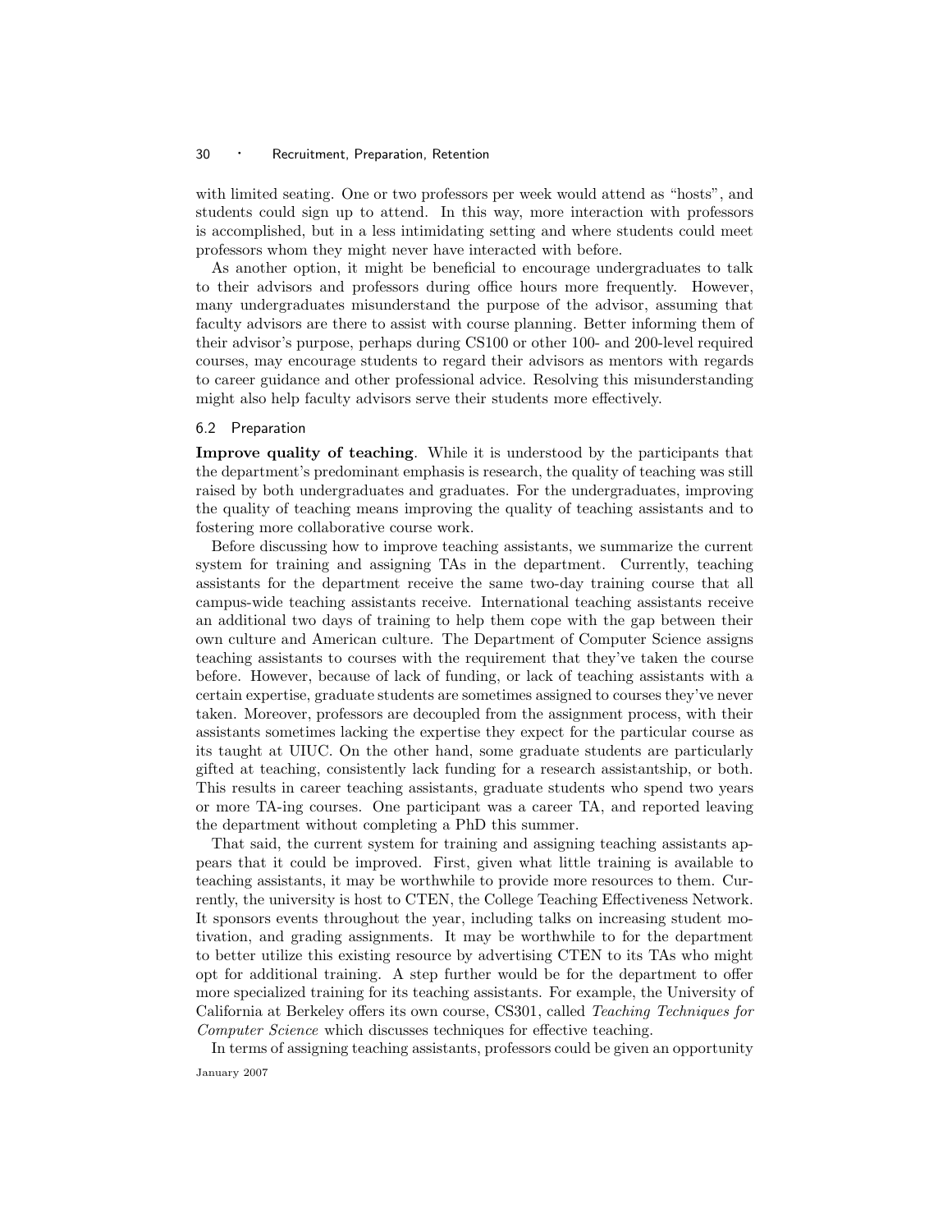with limited seating. One or two professors per week would attend as "hosts", and students could sign up to attend. In this way, more interaction with professors is accomplished, but in a less intimidating setting and where students could meet professors whom they might never have interacted with before.

As another option, it might be beneficial to encourage undergraduates to talk to their advisors and professors during office hours more frequently. However, many undergraduates misunderstand the purpose of the advisor, assuming that faculty advisors are there to assist with course planning. Better informing them of their advisor's purpose, perhaps during CS100 or other 100- and 200-level required courses, may encourage students to regard their advisors as mentors with regards to career guidance and other professional advice. Resolving this misunderstanding might also help faculty advisors serve their students more effectively.

### 6.2 Preparation

**Improve quality of teaching**. While it is understood by the participants that the department's predominant emphasis is research, the quality of teaching was still raised by both undergraduates and graduates. For the undergraduates, improving the quality of teaching means improving the quality of teaching assistants and to fostering more collaborative course work.

Before discussing how to improve teaching assistants, we summarize the current system for training and assigning TAs in the department. Currently, teaching assistants for the department receive the same two-day training course that all campus-wide teaching assistants receive. International teaching assistants receive an additional two days of training to help them cope with the gap between their own culture and American culture. The Department of Computer Science assigns teaching assistants to courses with the requirement that they've taken the course before. However, because of lack of funding, or lack of teaching assistants with a certain expertise, graduate students are sometimes assigned to courses they've never taken. Moreover, professors are decoupled from the assignment process, with their assistants sometimes lacking the expertise they expect for the particular course as its taught at UIUC. On the other hand, some graduate students are particularly gifted at teaching, consistently lack funding for a research assistantship, or both. This results in career teaching assistants, graduate students who spend two years or more TA-ing courses. One participant was a career TA, and reported leaving the department without completing a PhD this summer.

That said, the current system for training and assigning teaching assistants appears that it could be improved. First, given what little training is available to teaching assistants, it may be worthwhile to provide more resources to them. Currently, the university is host to CTEN, the College Teaching Effectiveness Network. It sponsors events throughout the year, including talks on increasing student motivation, and grading assignments. It may be worthwhile to for the department to better utilize this existing resource by advertising CTEN to its TAs who might opt for additional training. A step further would be for the department to offer more specialized training for its teaching assistants. For example, the University of California at Berkeley offers its own course, CS301, called *Teaching Techniques for Computer Science* which discusses techniques for effective teaching.

In terms of assigning teaching assistants, professors could be given an opportunity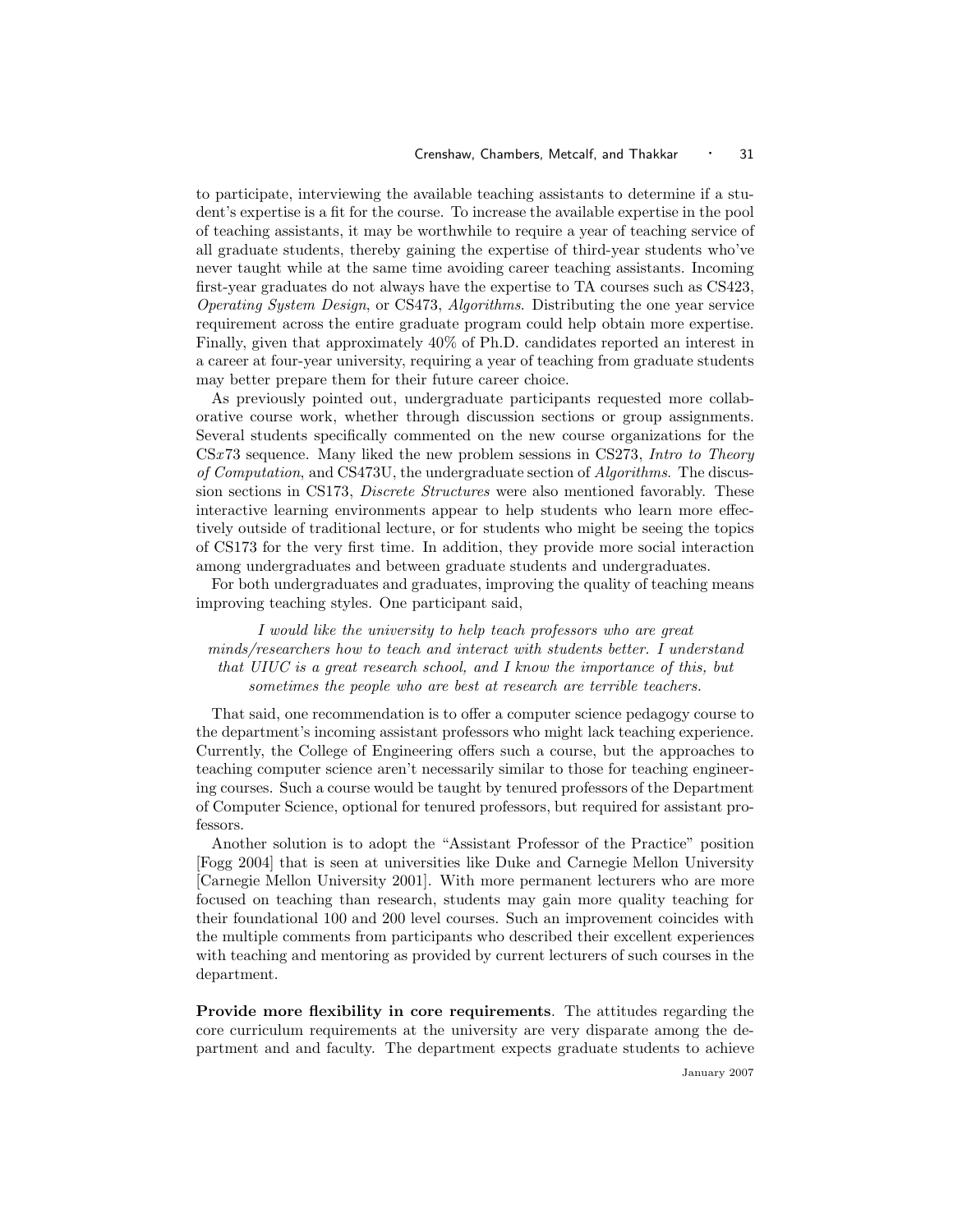to participate, interviewing the available teaching assistants to determine if a student's expertise is a fit for the course. To increase the available expertise in the pool of teaching assistants, it may be worthwhile to require a year of teaching service of all graduate students, thereby gaining the expertise of third-year students who've never taught while at the same time avoiding career teaching assistants. Incoming first-year graduates do not always have the expertise to TA courses such as CS423, *Operating System Design*, or CS473, *Algorithms*. Distributing the one year service requirement across the entire graduate program could help obtain more expertise. Finally, given that approximately 40% of Ph.D. candidates reported an interest in a career at four-year university, requiring a year of teaching from graduate students may better prepare them for their future career choice.

As previously pointed out, undergraduate participants requested more collaborative course work, whether through discussion sections or group assignments. Several students specifically commented on the new course organizations for the CS$x$73 sequence. Many liked the new problem sessions in CS273, *Intro to Theory of Computation*, and CS473U, the undergraduate section of *Algorithms*. The discussion sections in CS173, *Discrete Structures* were also mentioned favorably. These interactive learning environments appear to help students who learn more effectively outside of traditional lecture, or for students who might be seeing the topics of CS173 for the very first time. In addition, they provide more social interaction among undergraduates and between graduate students and undergraduates.

For both undergraduates and graduates, improving the quality of teaching means improving teaching styles. One participant said,

> *I would like the university to help teach professors who are great minds/researchers how to teach and interact with students better. I understand that UIUC is a great research school, and I know the importance of this, but sometimes the people who are best at research are terrible teachers.*

That said, one recommendation is to offer a computer science pedagogy course to the department's incoming assistant professors who might lack teaching experience. Currently, the College of Engineering offers such a course, but the approaches to teaching computer science aren't necessarily similar to those for teaching engineering courses. Such a course would be taught by tenured professors of the Department of Computer Science, optional for tenured professors, but required for assistant professors.

Another solution is to adopt the "Assistant Professor of the Practice" position [Fogg 2004] that is seen at universities like Duke and Carnegie Mellon University [Carnegie Mellon University 2001]. With more permanent lecturers who are more focused on teaching than research, students may gain more quality teaching for their foundational 100 and 200 level courses. Such an improvement coincides with the multiple comments from participants who described their excellent experiences with teaching and mentoring as provided by current lecturers of such courses in the department.

**Provide more flexibility in core requirements**. The attitudes regarding the core curriculum requirements at the university are very disparate among the department and and faculty. The department expects graduate students to achieve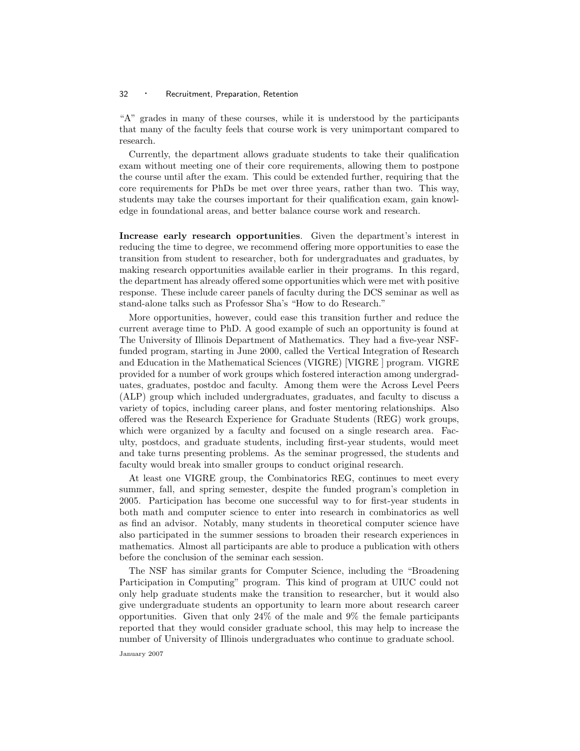"A" grades in many of these courses, while it is understood by the participants that many of the faculty feels that course work is very unimportant compared to research.

Currently, the department allows graduate students to take their qualification exam without meeting one of their core requirements, allowing them to postpone the course until after the exam. This could be extended further, requiring that the core requirements for PhDs be met over three years, rather than two. This way, students may take the courses important for their qualification exam, gain knowledge in foundational areas, and better balance course work and research.

**Increase early research opportunities**. Given the department's interest in reducing the time to degree, we recommend offering more opportunities to ease the transition from student to researcher, both for undergraduates and graduates, by making research opportunities available earlier in their programs. In this regard, the department has already offered some opportunities which were met with positive response. These include career panels of faculty during the DCS seminar as well as stand-alone talks such as Professor Sha's "How to do Research."

More opportunities, however, could ease this transition further and reduce the current average time to PhD. A good example of such an opportunity is found at The University of Illinois Department of Mathematics. They had a five-year NSF-funded program, starting in June 2000, called the Vertical Integration of Research and Education in the Mathematical Sciences (VIGRE) [VIGRE ] program. VIGRE provided for a number of work groups which fostered interaction among undergraduates, graduates, postdoc and faculty. Among them were the Across Level Peers (ALP) group which included undergraduates, graduates, and faculty to discuss a variety of topics, including career plans, and foster mentoring relationships. Also offered was the Research Experience for Graduate Students (REG) work groups, which were organized by a faculty and focused on a single research area. Faculty, postdocs, and graduate students, including first-year students, would meet and take turns presenting problems. As the seminar progressed, the students and faculty would break into smaller groups to conduct original research.

At least one VIGRE group, the Combinatorics REG, continues to meet every summer, fall, and spring semester, despite the funded program's completion in 2005. Participation has become one successful way to for first-year students in both math and computer science to enter into research in combinatorics as well as find an advisor. Notably, many students in theoretical computer science have also participated in the summer sessions to broaden their research experiences in mathematics. Almost all participants are able to produce a publication with others before the conclusion of the seminar each session.

The NSF has similar grants for Computer Science, including the "Broadening Participation in Computing" program. This kind of program at UIUC could not only help graduate students make the transition to researcher, but it would also give undergraduate students an opportunity to learn more about research career opportunities. Given that only 24% of the male and 9% the female participants reported that they would consider graduate school, this may help to increase the number of University of Illinois undergraduates who continue to graduate school.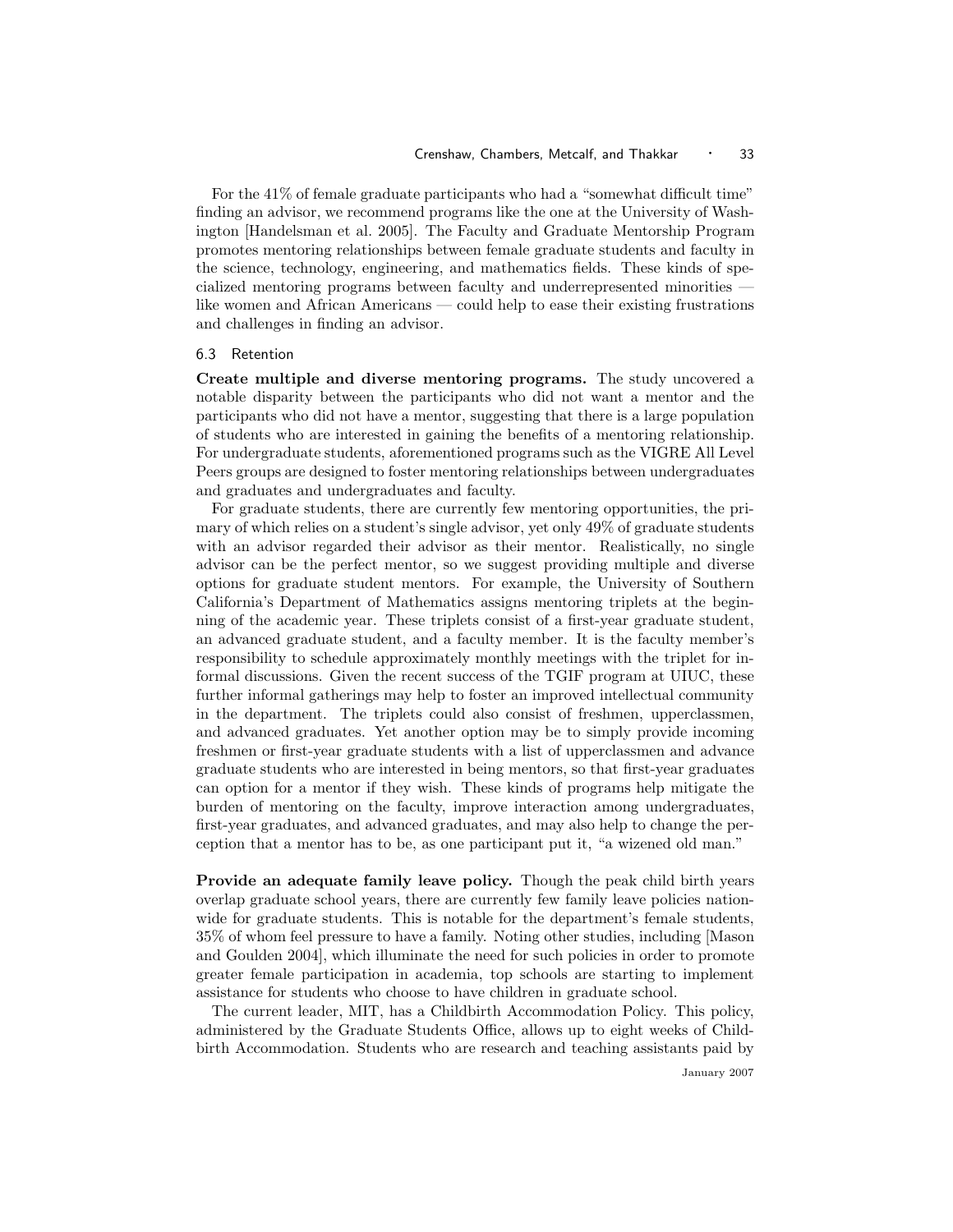For the 41% of female graduate participants who had a "somewhat difficult time" finding an advisor, we recommend programs like the one at the University of Washington [Handelsman et al. 2005]. The Faculty and Graduate Mentorship Program promotes mentoring relationships between female graduate students and faculty in the science, technology, engineering, and mathematics fields. These kinds of specialized mentoring programs between faculty and underrepresented minorities — like women and African Americans — could help to ease their existing frustrations and challenges in finding an advisor.

### 6.3 Retention

**Create multiple and diverse mentoring programs.** The study uncovered a notable disparity between the participants who did not want a mentor and the participants who did not have a mentor, suggesting that there is a large population of students who are interested in gaining the benefits of a mentoring relationship. For undergraduate students, aforementioned programs such as the VIGRE All Level Peers groups are designed to foster mentoring relationships between undergraduates and graduates and undergraduates and faculty.

For graduate students, there are currently few mentoring opportunities, the primary of which relies on a student's single advisor, yet only 49% of graduate students with an advisor regarded their advisor as their mentor. Realistically, no single advisor can be the perfect mentor, so we suggest providing multiple and diverse options for graduate student mentors. For example, the University of Southern California's Department of Mathematics assigns mentoring triplets at the beginning of the academic year. These triplets consist of a first-year graduate student, an advanced graduate student, and a faculty member. It is the faculty member's responsibility to schedule approximately monthly meetings with the triplet for informal discussions. Given the recent success of the TGIF program at UIUC, these further informal gatherings may help to foster an improved intellectual community in the department. The triplets could also consist of freshmen, upperclassmen, and advanced graduates. Yet another option may be to simply provide incoming freshmen or first-year graduate students with a list of upperclassmen and advance graduate students who are interested in being mentors, so that first-year graduates can option for a mentor if they wish. These kinds of programs help mitigate the burden of mentoring on the faculty, improve interaction among undergraduates, first-year graduates, and advanced graduates, and may also help to change the perception that a mentor has to be, as one participant put it, "a wizened old man."

**Provide an adequate family leave policy.** Though the peak child birth years overlap graduate school years, there are currently few family leave policies nationwide for graduate students. This is notable for the department's female students, 35% of whom feel pressure to have a family. Noting other studies, including [Mason and Goulden 2004], which illuminate the need for such policies in order to promote greater female participation in academia, top schools are starting to implement assistance for students who choose to have children in graduate school.

The current leader, MIT, has a Childbirth Accommodation Policy. This policy, administered by the Graduate Students Office, allows up to eight weeks of Childbirth Accommodation. Students who are research and teaching assistants paid by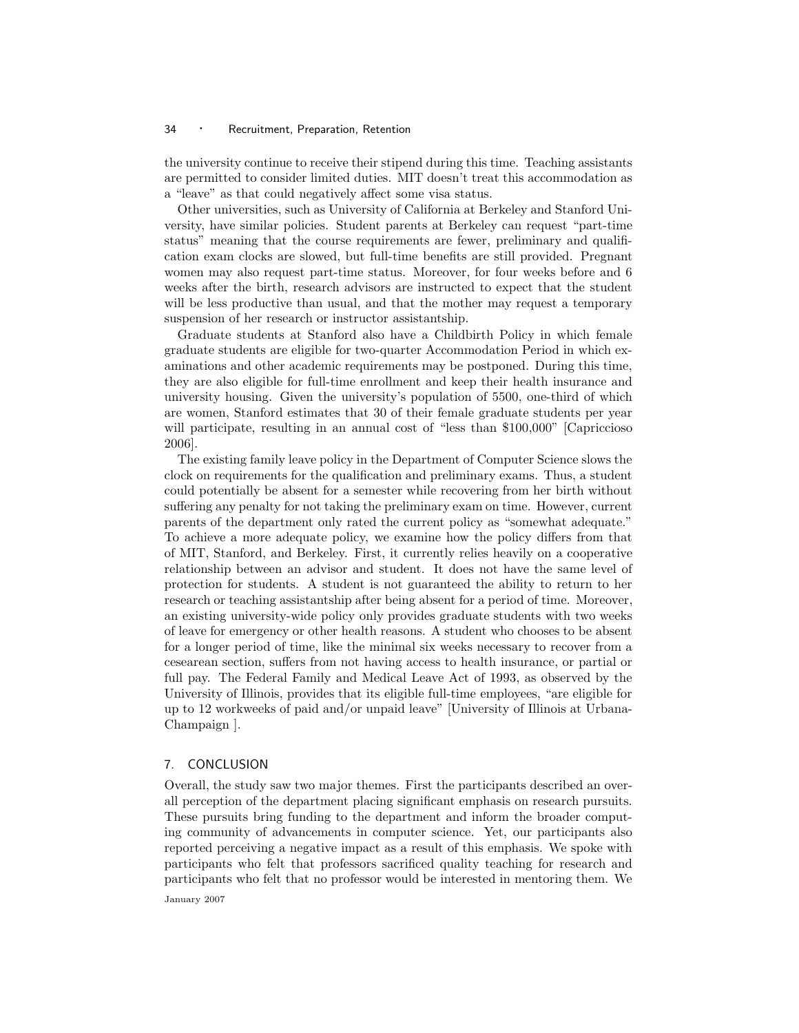the university continue to receive their stipend during this time. Teaching assistants are permitted to consider limited duties. MIT doesn't treat this accommodation as a "leave" as that could negatively affect some visa status.

Other universities, such as University of California at Berkeley and Stanford University, have similar policies. Student parents at Berkeley can request "part-time status" meaning that the course requirements are fewer, preliminary and qualification exam clocks are slowed, but full-time benefits are still provided. Pregnant women may also request part-time status. Moreover, for four weeks before and 6 weeks after the birth, research advisors are instructed to expect that the student will be less productive than usual, and that the mother may request a temporary suspension of her research or instructor assistantship.

Graduate students at Stanford also have a Childbirth Policy in which female graduate students are eligible for two-quarter Accommodation Period in which examinations and other academic requirements may be postponed. During this time, they are also eligible for full-time enrollment and keep their health insurance and university housing. Given the university's population of 5500, one-third of which are women, Stanford estimates that 30 of their female graduate students per year will participate, resulting in an annual cost of "less than $100,000" [Capriccioso 2006].

The existing family leave policy in the Department of Computer Science slows the clock on requirements for the qualification and preliminary exams. Thus, a student could potentially be absent for a semester while recovering from her birth without suffering any penalty for not taking the preliminary exam on time. However, current parents of the department only rated the current policy as "somewhat adequate." To achieve a more adequate policy, we examine how the policy differs from that of MIT, Stanford, and Berkeley. First, it currently relies heavily on a cooperative relationship between an advisor and student. It does not have the same level of protection for students. A student is not guaranteed the ability to return to her research or teaching assistantship after being absent for a period of time. Moreover, an existing university-wide policy only provides graduate students with two weeks of leave for emergency or other health reasons. A student who chooses to be absent for a longer period of time, like the minimal six weeks necessary to recover from a cesearean section, suffers from not having access to health insurance, or partial or full pay. The Federal Family and Medical Leave Act of 1993, as observed by the University of Illinois, provides that its eligible full-time employees, "are eligible for up to 12 workweeks of paid and/or unpaid leave" [University of Illinois at Urbana-Champaign ].

## 7. CONCLUSION

Overall, the study saw two major themes. First the participants described an overall perception of the department placing significant emphasis on research pursuits. These pursuits bring funding to the department and inform the broader computing community of advancements in computer science. Yet, our participants also reported perceiving a negative impact as a result of this emphasis. We spoke with participants who felt that professors sacrificed quality teaching for research and participants who felt that no professor would be interested in mentoring them. We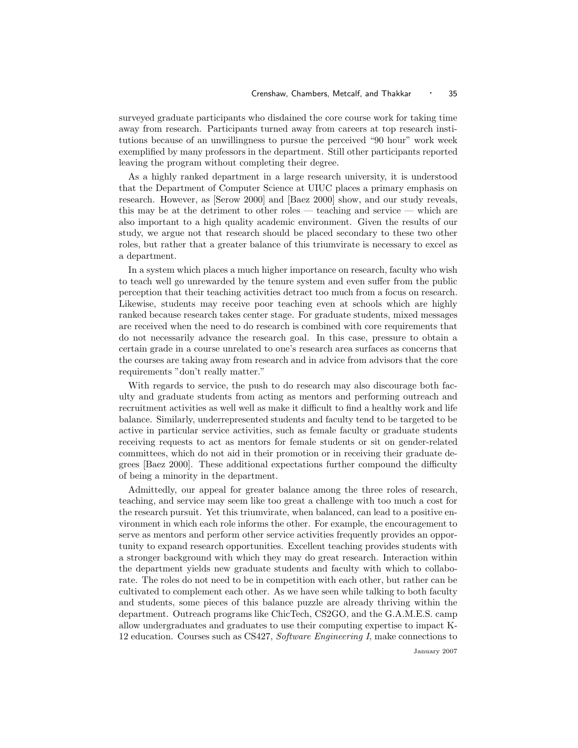surveyed graduate participants who disdained the core course work for taking time away from research. Participants turned away from careers at top research institutions because of an unwillingness to pursue the perceived "90 hour" work week exemplified by many professors in the department. Still other participants reported leaving the program without completing their degree.

As a highly ranked department in a large research university, it is understood that the Department of Computer Science at UIUC places a primary emphasis on research. However, as [Serow 2000] and [Baez 2000] show, and our study reveals, this may be at the detriment to other roles — teaching and service — which are also important to a high quality academic environment. Given the results of our study, we argue not that research should be placed secondary to these two other roles, but rather that a greater balance of this triumvirate is necessary to excel as a department.

In a system which places a much higher importance on research, faculty who wish to teach well go unrewarded by the tenure system and even suffer from the public perception that their teaching activities detract too much from a focus on research. Likewise, students may receive poor teaching even at schools which are highly ranked because research takes center stage. For graduate students, mixed messages are received when the need to do research is combined with core requirements that do not necessarily advance the research goal. In this case, pressure to obtain a certain grade in a course unrelated to one's research area surfaces as concerns that the courses are taking away from research and in advice from advisors that the core requirements "don't really matter."

With regards to service, the push to do research may also discourage both faculty and graduate students from acting as mentors and performing outreach and recruitment activities as well well as make it difficult to find a healthy work and life balance. Similarly, underrepresented students and faculty tend to be targeted to be active in particular service activities, such as female faculty or graduate students receiving requests to act as mentors for female students or sit on gender-related committees, which do not aid in their promotion or in receiving their graduate degrees [Baez 2000]. These additional expectations further compound the difficulty of being a minority in the department.

Admittedly, our appeal for greater balance among the three roles of research, teaching, and service may seem like too great a challenge with too much a cost for the research pursuit. Yet this triumvirate, when balanced, can lead to a positive environment in which each role informs the other. For example, the encouragement to serve as mentors and perform other service activities frequently provides an opportunity to expand research opportunities. Excellent teaching provides students with a stronger background with which they may do great research. Interaction within the department yields new graduate students and faculty with which to collaborate. The roles do not need to be in competition with each other, but rather can be cultivated to complement each other. As we have seen while talking to both faculty and students, some pieces of this balance puzzle are already thriving within the department. Outreach programs like ChicTech, CS2GO, and the G.A.M.E.S. camp allow undergraduates and graduates to use their computing expertise to impact K-12 education. Courses such as CS427, *Software Engineering I*, make connections to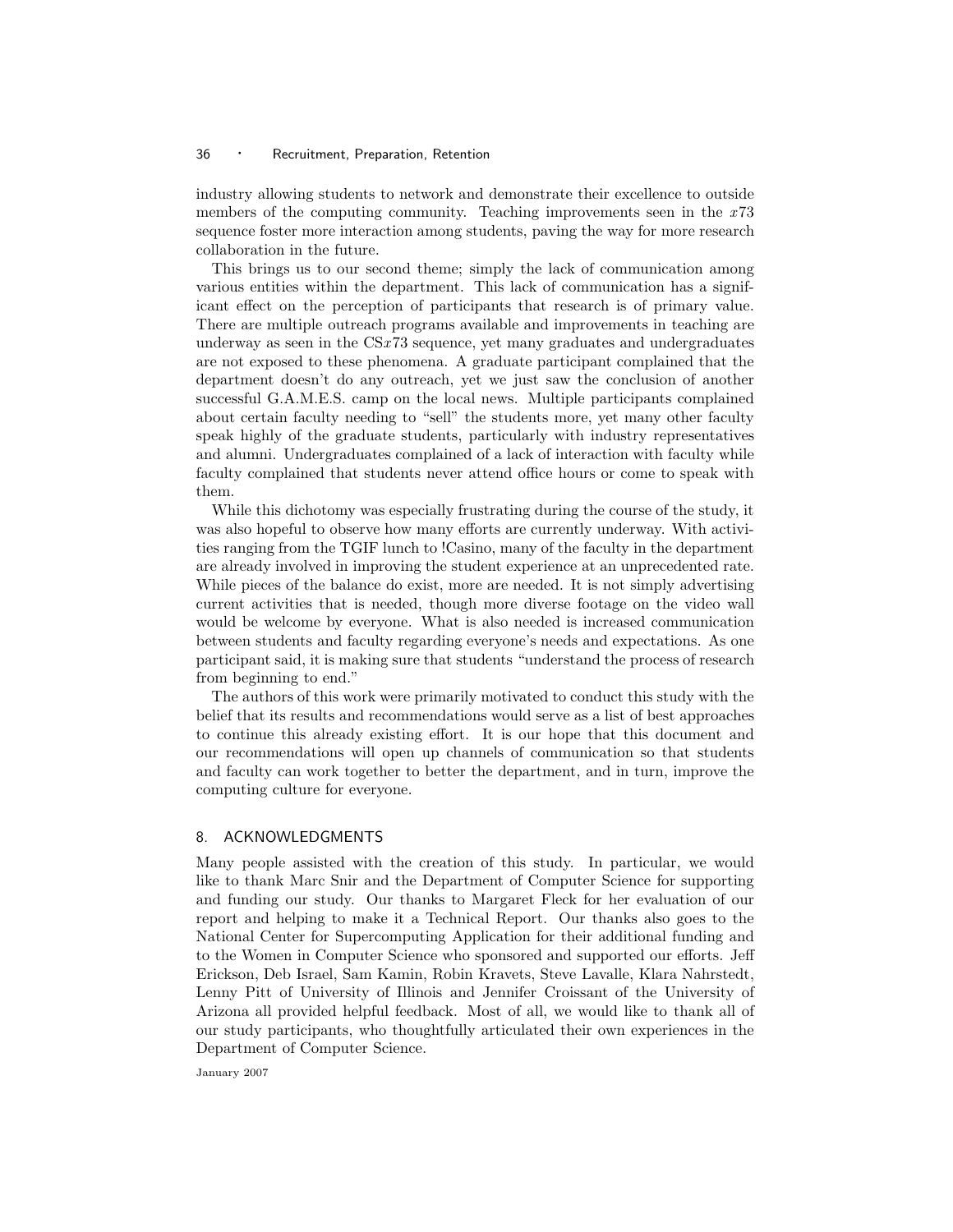industry allowing students to network and demonstrate their excellence to outside members of the computing community. Teaching improvements seen in the $x73$ sequence foster more interaction among students, paving the way for more research collaboration in the future.

This brings us to our second theme; simply the lack of communication among various entities within the department. This lack of communication has a significant effect on the perception of participants that research is of primary value. There are multiple outreach programs available and improvements in teaching are underway as seen in the CS$x73$ sequence, yet many graduates and undergraduates are not exposed to these phenomena. A graduate participant complained that the department doesn't do any outreach, yet we just saw the conclusion of another successful G.A.M.E.S. camp on the local news. Multiple participants complained about certain faculty needing to "sell" the students more, yet many other faculty speak highly of the graduate students, particularly with industry representatives and alumni. Undergraduates complained of a lack of interaction with faculty while faculty complained that students never attend office hours or come to speak with them.

While this dichotomy was especially frustrating during the course of the study, it was also hopeful to observe how many efforts are currently underway. With activities ranging from the TGIF lunch to !Casino, many of the faculty in the department are already involved in improving the student experience at an unprecedented rate. While pieces of the balance do exist, more are needed. It is not simply advertising current activities that is needed, though more diverse footage on the video wall would be welcome by everyone. What is also needed is increased communication between students and faculty regarding everyone's needs and expectations. As one participant said, it is making sure that students "understand the process of research from beginning to end."

The authors of this work were primarily motivated to conduct this study with the belief that its results and recommendations would serve as a list of best approaches to continue this already existing effort. It is our hope that this document and our recommendations will open up channels of communication so that students and faculty can work together to better the department, and in turn, improve the computing culture for everyone.

## 8. ACKNOWLEDGMENTS

Many people assisted with the creation of this study. In particular, we would like to thank Marc Snir and the Department of Computer Science for supporting and funding our study. Our thanks to Margaret Fleck for her evaluation of our report and helping to make it a Technical Report. Our thanks also goes to the National Center for Supercomputing Application for their additional funding and to the Women in Computer Science who sponsored and supported our efforts. Jeff Erickson, Deb Israel, Sam Kamin, Robin Kravets, Steve Lavalle, Klara Nahrstedt, Lenny Pitt of University of Illinois and Jennifer Croissant of the University of Arizona all provided helpful feedback. Most of all, we would like to thank all of our study participants, who thoughtfully articulated their own experiences in the Department of Computer Science.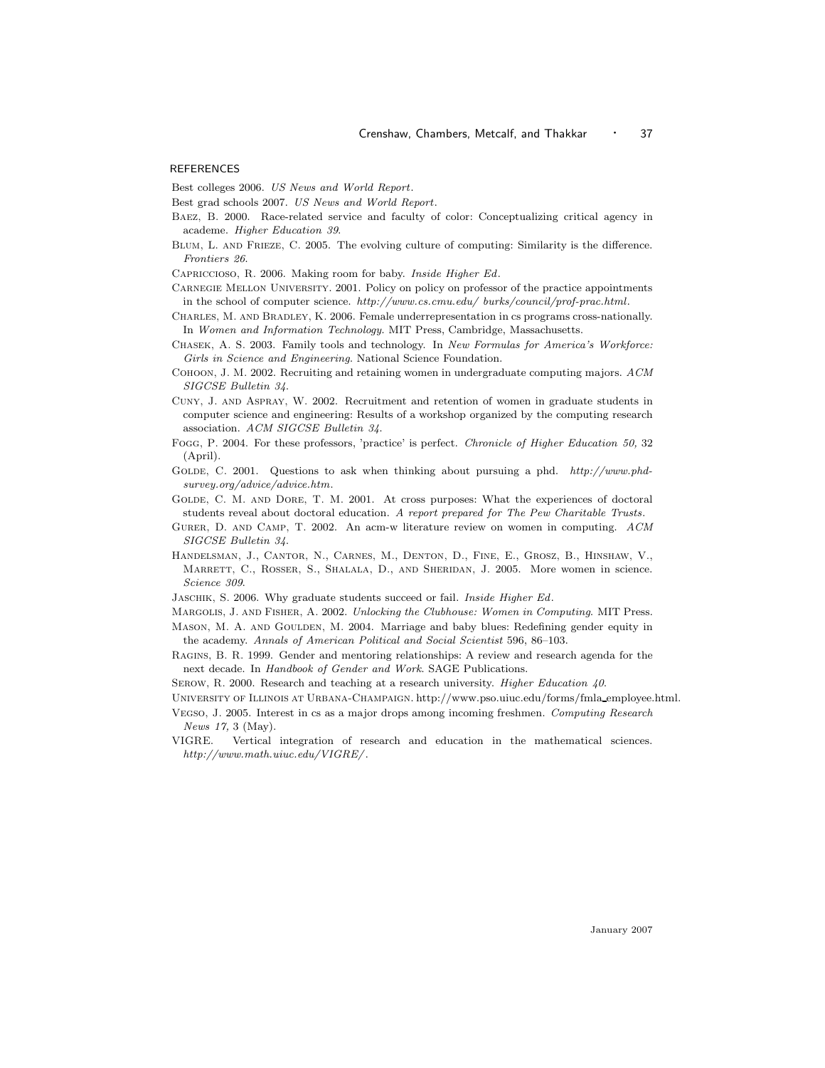## REFERENCES

Best colleges 2006. *US News and World Report*.

Best grad schools 2007. *US News and World Report*.

Baez, B. 2000. Race-related service and faculty of color: Conceptualizing critical agency in academe. *Higher Education 39*.

Blum, L. and Frieze, C. 2005. The evolving culture of computing: Similarity is the difference. *Frontiers 26*.

Capriccioso, R. 2006. Making room for baby. *Inside Higher Ed*.

Carnegie Mellon University. 2001. Policy on policy on professor of the practice appointments in the school of computer science. *http://www.cs.cmu.edu/ burks/council/prof-prac.html*.

Charles, M. and Bradley, K. 2006. Female underrepresentation in cs programs cross-nationally. In *Women and Information Technology*. MIT Press, Cambridge, Massachusetts.

Chasek, A. S. 2003. Family tools and technology. In *New Formulas for America's Workforce: Girls in Science and Engineering*. National Science Foundation.

Cohoon, J. M. 2002. Recruiting and retaining women in undergraduate computing majors. *ACM SIGCSE Bulletin 34*.

Cuny, J. and Aspray, W. 2002. Recruitment and retention of women in graduate students in computer science and engineering: Results of a workshop organized by the computing research association. *ACM SIGCSE Bulletin 34*.

Fogg, P. 2004. For these professors, 'practice' is perfect. *Chronicle of Higher Education 50,* 32 (April).

Golde, C. 2001. Questions to ask when thinking about pursuing a phd. *http://www.phd-survey.org/advice/advice.htm*.

Golde, C. M. and Dore, T. M. 2001. At cross purposes: What the experiences of doctoral students reveal about doctoral education. *A report prepared for The Pew Charitable Trusts*.

Gurer, D. and Camp, T. 2002. An acm-w literature review on women in computing. *ACM SIGCSE Bulletin 34*.

Handelsman, J., Cantor, N., Carnes, M., Denton, D., Fine, E., Grosz, B., Hinshaw, V., Marrett, C., Rosser, S., Shalala, D., and Sheridan, J. 2005. More women in science. *Science 309*.

Jaschik, S. 2006. Why graduate students succeed or fail. *Inside Higher Ed*.

Margolis, J. and Fisher, A. 2002. *Unlocking the Clubhouse: Women in Computing*. MIT Press.

Mason, M. A. and Goulden, M. 2004. Marriage and baby blues: Redefining gender equity in the academy. *Annals of American Political and Social Scientist* 596, 86–103.

Ragins, B. R. 1999. Gender and mentoring relationships: A review and research agenda for the next decade. In *Handbook of Gender and Work*. SAGE Publications.

Serow, R. 2000. Research and teaching at a research university. *Higher Education 40*.

University of Illinois at Urbana-Champaign. http://www.pso.uiuc.edu/forms/fmla_employee.html.

Vegso, J. 2005. Interest in cs as a major drops among incoming freshmen. *Computing Research News 17,* 3 (May).

VIGRE. Vertical integration of research and education in the mathematical sciences. *http://www.math.uiuc.edu/VIGRE/*.